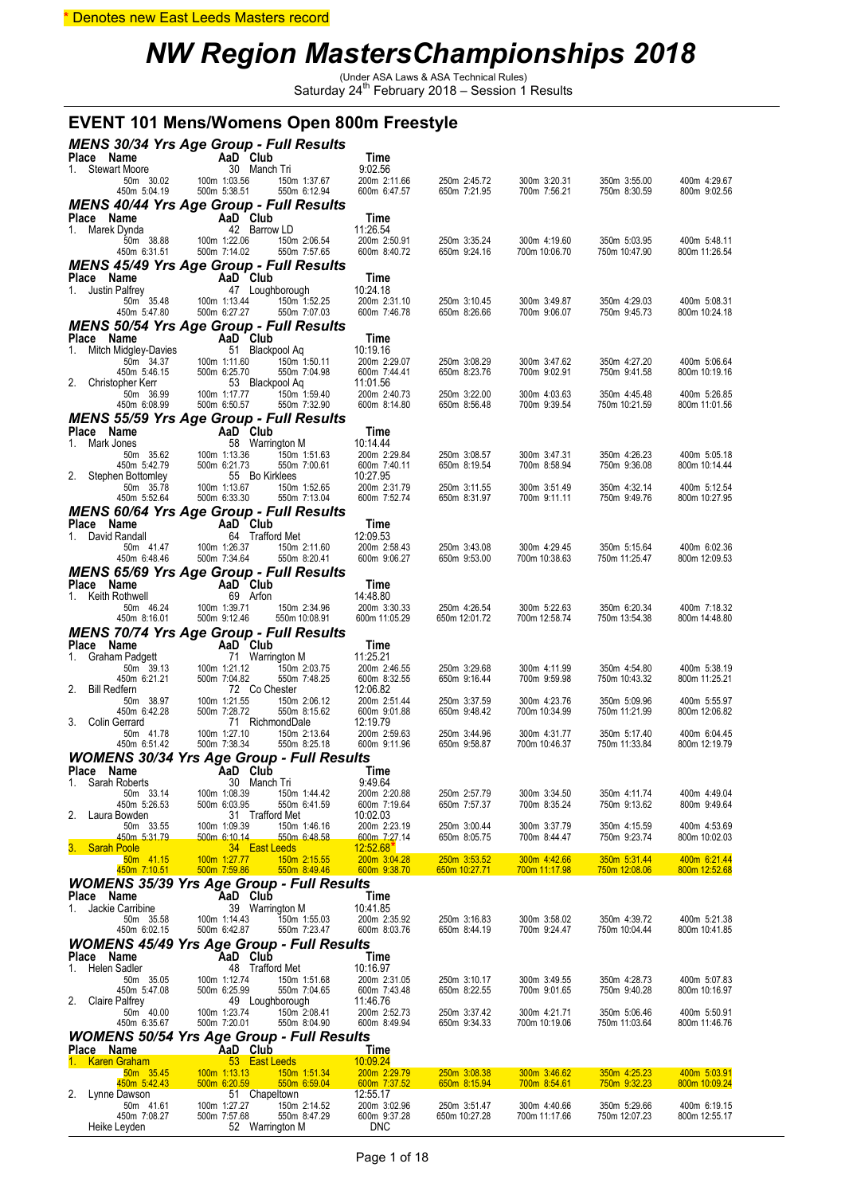\* Denotes new East Leeds Masters record

# NW Region MastersChampionships 2018

(Under ASA Laws & ASA Technical Rules)
Saturday 24th February 2018 – Session 1 Results

## EVENT 101 Mens/Womens Open 800m Freestyle

### MENS 30/34 Yrs Age Group - Full Results

| Place | Name | AaD | Club | Time | | | | |
|---|---|---|---|---|---|---|---|---|
| 1. | Stewart Moore | 30 | Manch Tri | 9:02.56 | | | | |
| | 50m 30.02 | 100m 1:03.56 | 150m 1:37.67 | 200m 2:11.66 | 250m 2:45.72 | 300m 3:20.31 | 350m 3:55.00 | 400m 4:29.67 |
| | 450m 5:04.19 | 500m 5:38.51 | 550m 6:12.94 | 600m 6:47.57 | 650m 7:21.95 | 700m 7:56.21 | 750m 8:30.59 | 800m 9:02.56 |

### MENS 40/44 Yrs Age Group - Full Results

| Place | Name | AaD | Club | Time | | | | |
|---|---|---|---|---|---|---|---|---|
| 1. | Marek Dynda | 42 | Barrow LD | 11:26.54 | | | | |
| | 50m 38.88 | 100m 1:22.06 | 150m 2:06.54 | 200m 2:50.91 | 250m 3:35.24 | 300m 4:19.60 | 350m 5:03.95 | 400m 5:48.11 |
| | 450m 6:31.51 | 500m 7:14.02 | 550m 7:57.65 | 600m 8:40.72 | 650m 9:24.16 | 700m 10:06.70 | 750m 10:47.90 | 800m 11:26.54 |

### MENS 45/49 Yrs Age Group - Full Results

| Place | Name | AaD | Club | Time | | | | |
|---|---|---|---|---|---|---|---|---|
| 1. | Justin Palfrey | 47 | Loughborough | 10:24.18 | | | | |
| | 50m 35.48 | 100m 1:13.44 | 150m 1:52.25 | 200m 2:31.10 | 250m 3:10.45 | 300m 3:49.87 | 350m 4:29.03 | 400m 5:08.31 |
| | 450m 5:47.80 | 500m 6:27.27 | 550m 7:07.03 | 600m 7:46.78 | 650m 8:26.66 | 700m 9:06.07 | 750m 9:45.73 | 800m 10:24.18 |

### MENS 50/54 Yrs Age Group - Full Results

| Place | Name | AaD | Club | Time | | | | |
|---|---|---|---|---|---|---|---|---|
| 1. | Mitch Midgley-Davies | 51 | Blackpool Aq | 10:19.16 | | | | |
| | 50m 34.37 | 100m 1:11.60 | 150m 1:50.11 | 200m 2:29.07 | 250m 3:08.29 | 300m 3:47.62 | 350m 4:27.20 | 400m 5:06.64 |
| | 450m 5:46.15 | 500m 6:25.70 | 550m 7:04.98 | 600m 7:44.41 | 650m 8:23.76 | 700m 9:02.91 | 750m 9:41.58 | 800m 10:19.16 |
| 2. | Christopher Kerr | 53 | Blackpool Aq | 11:01.56 | | | | |
| | 50m 36.99 | 100m 1:17.77 | 150m 1:59.40 | 200m 2:40.73 | 250m 3:22.00 | 300m 4:03.63 | 350m 4:45.48 | 400m 5:26.85 |
| | 450m 6:08.99 | 500m 6:50.57 | 550m 7:32.90 | 600m 8:14.80 | 650m 8:56.48 | 700m 9:39.54 | 750m 10:21.59 | 800m 11:01.56 |

### MENS 55/59 Yrs Age Group - Full Results

| Place | Name | AaD | Club | Time | | | | |
|---|---|---|---|---|---|---|---|---|
| 1. | Mark Jones | 58 | Warrington M | 10:14.44 | | | | |
| | 50m 35.62 | 100m 1:13.36 | 150m 1:51.63 | 200m 2:29.84 | 250m 3:08.57 | 300m 3:47.31 | 350m 4:26.23 | 400m 5:05.18 |
| | 450m 5:42.79 | 500m 6:21.73 | 550m 7:00.61 | 600m 7:40.11 | 650m 8:19.54 | 700m 8:58.94 | 750m 9:36.08 | 800m 10:14.44 |
| 2. | Stephen Bottomley | 55 | Bo Kirklees | 10:27.95 | | | | |
| | 50m 35.78 | 100m 1:13.67 | 150m 1:52.65 | 200m 2:31.79 | 250m 3:11.55 | 300m 3:51.49 | 350m 4:32.14 | 400m 5:12.54 |
| | 450m 5:52.64 | 500m 6:33.30 | 550m 7:13.04 | 600m 7:52.74 | 650m 8:31.97 | 700m 9:11.11 | 750m 9:49.76 | 800m 10:27.95 |

### MENS 60/64 Yrs Age Group - Full Results

| Place | Name | AaD | Club | Time | | | | |
|---|---|---|---|---|---|---|---|---|
| 1. | David Randall | 64 | Trafford Met | 12:09.53 | | | | |
| | 50m 41.47 | 100m 1:26.37 | 150m 2:11.60 | 200m 2:58.43 | 250m 3:43.08 | 300m 4:29.45 | 350m 5:15.64 | 400m 6:02.36 |
| | 450m 6:48.46 | 500m 7:34.64 | 550m 8:20.41 | 600m 9:06.27 | 650m 9:53.00 | 700m 10:38.63 | 750m 11:25.47 | 800m 12:09.53 |

### MENS 65/69 Yrs Age Group - Full Results

| Place | Name | AaD | Club | Time | | | | |
|---|---|---|---|---|---|---|---|---|
| 1. | Keith Rothwell | 69 | Arfon | 14:48.80 | | | | |
| | 50m 46.24 | 100m 1:39.71 | 150m 2:34.96 | 200m 3:30.33 | 250m 4:26.54 | 300m 5:22.63 | 350m 6:20.34 | 400m 7:18.32 |
| | 450m 8:16.01 | 500m 9:12.46 | 550m 10:08.91 | 600m 11:05.29 | 650m 12:01.72 | 700m 12:58.74 | 750m 13:54.38 | 800m 14:48.80 |

### MENS 70/74 Yrs Age Group - Full Results

| Place | Name | AaD | Club | Time | | | | |
|---|---|---|---|---|---|---|---|---|
| 1. | Graham Padgett | 71 | Warrington M | 11:25.21 | | | | |
| | 50m 39.13 | 100m 1:21.12 | 150m 2:03.75 | 200m 2:46.55 | 250m 3:29.68 | 300m 4:11.99 | 350m 4:54.80 | 400m 5:38.19 |
| | 450m 6:21.21 | 500m 7:04.82 | 550m 7:48.25 | 600m 8:32.55 | 650m 9:16.44 | 700m 9:59.98 | 750m 10:43.32 | 800m 11:25.21 |
| 2. | Bill Redfern | 72 | Co Chester | 12:06.82 | | | | |
| | 50m 38.97 | 100m 1:21.55 | 150m 2:06.12 | 200m 2:51.44 | 250m 3:37.59 | 300m 4:23.76 | 350m 5:09.96 | 400m 5:55.97 |
| | 450m 6:42.28 | 500m 7:28.72 | 550m 8:15.62 | 600m 9:01.88 | 650m 9:48.42 | 700m 10:34.99 | 750m 11:21.99 | 800m 12:06.82 |
| 3. | Colin Gerrard | 71 | RichmondDale | 12:19.79 | | | | |
| | 50m 41.78 | 100m 1:27.10 | 150m 2:13.64 | 200m 2:59.63 | 250m 3:44.96 | 300m 4:31.77 | 350m 5:17.40 | 400m 6:04.45 |
| | 450m 6:51.42 | 500m 7:38.34 | 550m 8:25.18 | 600m 9:11.96 | 650m 9:58.87 | 700m 10:46.37 | 750m 11:33.84 | 800m 12:19.79 |

### WOMENS 30/34 Yrs Age Group - Full Results

| Place | Name | AaD | Club | Time | | | | |
|---|---|---|---|---|---|---|---|---|
| 1. | Sarah Roberts | 30 | Manch Tri | 9:49.64 | | | | |
| | 50m 33.14 | 100m 1:08.39 | 150m 1:44.42 | 200m 2:20.88 | 250m 2:57.79 | 300m 3:34.50 | 350m 4:11.74 | 400m 4:49.04 |
| | 450m 5:26.53 | 500m 6:03.95 | 550m 6:41.59 | 600m 7:19.64 | 650m 7:57.37 | 700m 8:35.24 | 750m 9:13.62 | 800m 9:49.64 |
| 2. | Laura Bowden | 31 | Trafford Met | 10:02.03 | | | | |
| | 50m 33.55 | 100m 1:09.39 | 150m 1:46.16 | 200m 2:23.19 | 250m 3:00.44 | 300m 3:37.79 | 350m 4:15.59 | 400m 4:53.69 |
| | 450m 5:31.79 | 500m 6:10.14 | 550m 6:48.58 | 600m 7:27.14 | 650m 8:05.75 | 700m 8:44.47 | 750m 9:23.74 | 800m 10:02.03 |
| 3. | Sarah Poole | 34 | East Leeds | 12:52.68* | | | | |
| | 50m 41.15 | 100m 1:27.77 | 150m 2:15.55 | 200m 3:04.28 | 250m 3:53.52 | 300m 4:42.66 | 350m 5:31.44 | 400m 6:21.44 |
| | 450m 7:10.51 | 500m 7:59.86 | 550m 8:49.46 | 600m 9:38.70 | 650m 10:27.71 | 700m 11:17.98 | 750m 12:08.06 | 800m 12:52.68 |

### WOMENS 35/39 Yrs Age Group - Full Results

| Place | Name | AaD | Club | Time | | | | |
|---|---|---|---|---|---|---|---|---|
| 1. | Jackie Carribine | 39 | Warrington M | 10:41.85 | | | | |
| | 50m 35.58 | 100m 1:14.43 | 150m 1:55.03 | 200m 2:35.92 | 250m 3:16.83 | 300m 3:58.02 | 350m 4:39.72 | 400m 5:21.38 |
| | 450m 6:02.15 | 500m 6:42.87 | 550m 7:23.47 | 600m 8:03.76 | 650m 8:44.19 | 700m 9:24.47 | 750m 10:04.44 | 800m 10:41.85 |

### WOMENS 45/49 Yrs Age Group - Full Results

| Place | Name | AaD | Club | Time | | | | |
|---|---|---|---|---|---|---|---|---|
| 1. | Helen Sadler | 48 | Trafford Met | 10:16.97 | | | | |
| | 50m 35.05 | 100m 1:12.74 | 150m 1:51.68 | 200m 2:31.05 | 250m 3:10.17 | 300m 3:49.55 | 350m 4:28.73 | 400m 5:07.83 |
| | 450m 5:47.08 | 500m 6:25.99 | 550m 7:04.65 | 600m 7:43.48 | 650m 8:22.55 | 700m 9:01.65 | 750m 9:40.28 | 800m 10:16.97 |
| 2. | Claire Palfrey | 49 | Loughborough | 11:46.76 | | | | |
| | 50m 40.00 | 100m 1:23.74 | 150m 2:08.41 | 200m 2:52.73 | 250m 3:37.42 | 300m 4:21.71 | 350m 5:06.46 | 400m 5:50.91 |
| | 450m 6:35.67 | 500m 7:20.01 | 550m 8:04.90 | 600m 8:49.94 | 650m 9:34.33 | 700m 10:19.06 | 750m 11:03.64 | 800m 11:46.76 |

### WOMENS 50/54 Yrs Age Group - Full Results

| Place | Name | AaD | Club | Time | | | | |
|---|---|---|---|---|---|---|---|---|
| 1. | Karen Graham | 53 | East Leeds | 10:09.24 | | | | |
| | 50m 35.45 | 100m 1:13.13 | 150m 1:51.34 | 200m 2:29.79 | 250m 3:08.38 | 300m 3:46.62 | 350m 4:25.23 | 400m 5:03.91 |
| | 450m 5:42.43 | 500m 6:20.59 | 550m 6:59.04 | 600m 7:37.52 | 650m 8:15.94 | 700m 8:54.61 | 750m 9:32.23 | 800m 10:09.24 |
| 2. | Lynne Dawson | 51 | Chapeltown | 12:55.17 | | | | |
| | 50m 41.61 | 100m 1:27.27 | 150m 2:14.52 | 200m 3:02.96 | 250m 3:51.47 | 300m 4:40.66 | 350m 5:29.66 | 400m 6:19.15 |
| | 450m 7:08.27 | 500m 7:57.68 | 550m 8:47.29 | 600m 9:37.28 | 650m 10:27.28 | 700m 11:17.66 | 750m 12:07.23 | 800m 12:55.17 |
| | Heike Leyden | 52 | Warrington M | DNC | | | | |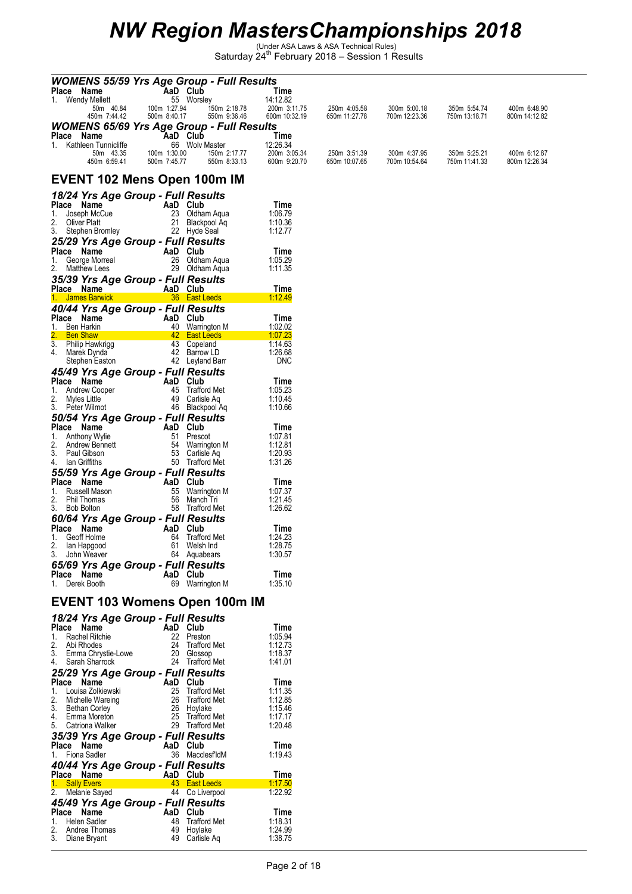# NW Region MastersChampionships 2018

(Under ASA Laws & ASA Technical Rules)
Saturday 24th February 2018 – Session 1 Results

### WOMENS 55/59 Yrs Age Group - Full Results

| Place | Name | AaD | Club | Time |
|---|---|---|---|---|
| 1. | Wendy Mellett | 55 | Worsley | 14:12.82 |

50m 40.84, 100m 1:27.94, 150m 2:18.78, 200m 3:11.75, 250m 4:05.58, 300m 5:00.18, 350m 5:54.74, 400m 6:48.90, 450m 7:44.42, 500m 8:40.17, 550m 9:36.46, 600m 10:32.19, 650m 11:27.78, 700m 12:23.36, 750m 13:18.71, 800m 14:12.82

### WOMENS 65/69 Yrs Age Group - Full Results

| Place | Name | AaD | Club | Time |
|---|---|---|---|---|
| 1. | Kathleen Tunnicliffe | 66 | Wolv Master | 12:26.34 |

50m 43.35, 100m 1:30.00, 150m 2:17.77, 200m 3:05.34, 250m 3:51.39, 300m 4:37.95, 350m 5:25.21, 400m 6:12.87, 450m 6:59.41, 500m 7:45.77, 550m 8:33.13, 600m 9:20.70, 650m 10:07.65, 700m 10:54.64, 750m 11:41.33, 800m 12:26.34

## EVENT 102 Mens Open 100m IM

### 18/24 Yrs Age Group - Full Results

| Place | Name | AaD | Club | Time |
|---|---|---|---|---|
| 1. | Joseph McCue | 23 | Oldham Aqua | 1:06.79 |
| 2. | Oliver Platt | 21 | Blackpool Aq | 1:10.36 |
| 3. | Stephen Bromley | 22 | Hyde Seal | 1:12.77 |

### 25/29 Yrs Age Group - Full Results

| Place | Name | AaD | Club | Time |
|---|---|---|---|---|
| 1. | George Morreal | 26 | Oldham Aqua | 1:05.29 |
| 2. | Matthew Lees | 29 | Oldham Aqua | 1:11.35 |

### 35/39 Yrs Age Group - Full Results

| Place | Name | AaD | Club | Time |
|---|---|---|---|---|
| 1. | James Barwick | 36 | East Leeds | 1:12.49 |

### 40/44 Yrs Age Group - Full Results

| Place | Name | AaD | Club | Time |
|---|---|---|---|---|
| 1. | Ben Harkin | 40 | Warrington M | 1:02.02 |
| 2. | Ben Shaw | 42 | East Leeds | 1:07.23 |
| 3. | Philip Hawkrigg | 43 | Copeland | 1:14.63 |
| 4. | Marek Dynda | 42 | Barrow LD | 1:26.68 |
| | Stephen Easton | 42 | Leyland Barr | DNC |

### 45/49 Yrs Age Group - Full Results

| Place | Name | AaD | Club | Time |
|---|---|---|---|---|
| 1. | Andrew Cooper | 45 | Trafford Met | 1:05.23 |
| 2. | Myles Little | 49 | Carlisle Aq | 1:10.45 |
| 3. | Peter Wilmot | 46 | Blackpool Aq | 1:10.66 |

### 50/54 Yrs Age Group - Full Results

| Place | Name | AaD | Club | Time |
|---|---|---|---|---|
| 1. | Anthony Wylie | 51 | Prescot | 1:07.81 |
| 2. | Andrew Bennett | 54 | Warrington M | 1:12.81 |
| 3. | Paul Gibson | 53 | Carlisle Aq | 1:20.93 |
| 4. | Ian Griffiths | 50 | Trafford Met | 1:31.26 |

### 55/59 Yrs Age Group - Full Results

| Place | Name | AaD | Club | Time |
|---|---|---|---|---|
| 1. | Russell Mason | 55 | Warrington M | 1:07.37 |
| 2. | Phil Thomas | 56 | Manch Tri | 1:21.45 |
| 3. | Bob Bolton | 58 | Trafford Met | 1:26.62 |

### 60/64 Yrs Age Group - Full Results

| Place | Name | AaD | Club | Time |
|---|---|---|---|---|
| 1. | Geoff Holme | 64 | Trafford Met | 1:24.23 |
| 2. | Ian Hapgood | 61 | Welsh Ind | 1:28.75 |
| 3. | John Weaver | 64 | Aquabears | 1:30.57 |

### 65/69 Yrs Age Group - Full Results

| Place | Name | AaD | Club | Time |
|---|---|---|---|---|
| 1. | Derek Booth | 69 | Warrington M | 1:35.10 |

## EVENT 103 Womens Open 100m IM

### 18/24 Yrs Age Group - Full Results

| Place | Name | AaD | Club | Time |
|---|---|---|---|---|
| 1. | Rachel Ritchie | 22 | Preston | 1:05.94 |
| 2. | Abi Rhodes | 24 | Trafford Met | 1:12.73 |
| 3. | Emma Chrystie-Lowe | 20 | Glossop | 1:18.37 |
| 4. | Sarah Sharrock | 24 | Trafford Met | 1:41.01 |

### 25/29 Yrs Age Group - Full Results

| Place | Name | AaD | Club | Time |
|---|---|---|---|---|
| 1. | Louisa Zolkiewski | 25 | Trafford Met | 1:11.35 |
| 2. | Michelle Wareing | 26 | Trafford Met | 1:12.85 |
| 3. | Bethan Corley | 26 | Hoylake | 1:15.46 |
| 4. | Emma Moreton | 25 | Trafford Met | 1:17.17 |
| 5. | Catriona Walker | 29 | Trafford Met | 1:20.48 |

### 35/39 Yrs Age Group - Full Results

| Place | Name | AaD | Club | Time |
|---|---|---|---|---|
| 1. | Fiona Sadler | 36 | Macclesf'ldM | 1:19.43 |

### 40/44 Yrs Age Group - Full Results

| Place | Name | AaD | Club | Time |
|---|---|---|---|---|
| 1. | Sally Evers | 43 | East Leeds | 1:17.50 |
| 2. | Melanie Sayed | 44 | Co Liverpool | 1:22.92 |

### 45/49 Yrs Age Group - Full Results

| Place | Name | AaD | Club | Time |
|---|---|---|---|---|
| 1. | Helen Sadler | 48 | Trafford Met | 1:18.31 |
| 2. | Andrea Thomas | 49 | Hoylake | 1:24.99 |
| 3. | Diane Bryant | 49 | Carlisle Aq | 1:38.75 |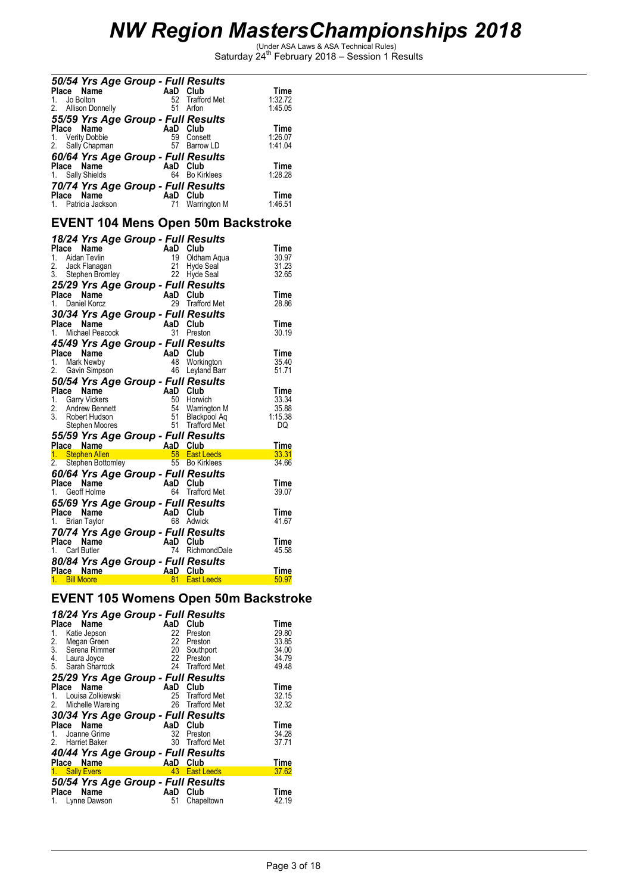# NW Region MastersChampionships 2018

(Under ASA Laws & ASA Technical Rules)
Saturday 24th February 2018 – Session 1 Results

### 50/54 Yrs Age Group - Full Results

| Place | Name | AaD | Club | Time |
|---|---|---|---|---|
| 1. | Jo Bolton | 52 | Trafford Met | 1:32.72 |
| 2. | Allison Donnelly | 51 | Arfon | 1:45.05 |

### 55/59 Yrs Age Group - Full Results

| Place | Name | AaD | Club | Time |
|---|---|---|---|---|
| 1. | Verity Dobbie | 59 | Consett | 1:26.07 |
| 2. | Sally Chapman | 57 | Barrow LD | 1:41.04 |

### 60/64 Yrs Age Group - Full Results

| Place | Name | AaD | Club | Time |
|---|---|---|---|---|
| 1. | Sally Shields | 64 | Bo Kirklees | 1:28.28 |

### 70/74 Yrs Age Group - Full Results

| Place | Name | AaD | Club | Time |
|---|---|---|---|---|
| 1. | Patricia Jackson | 71 | Warrington M | 1:46.51 |

## EVENT 104 Mens Open 50m Backstroke

### 18/24 Yrs Age Group - Full Results

| Place | Name | AaD | Club | Time |
|---|---|---|---|---|
| 1. | Aidan Tevlin | 19 | Oldham Aqua | 30.97 |
| 2. | Jack Flanagan | 21 | Hyde Seal | 31.23 |
| 3. | Stephen Bromley | 22 | Hyde Seal | 32.65 |

### 25/29 Yrs Age Group - Full Results

| Place | Name | AaD | Club | Time |
|---|---|---|---|---|
| 1. | Daniel Korcz | 29 | Trafford Met | 28.86 |

### 30/34 Yrs Age Group - Full Results

| Place | Name | AaD | Club | Time |
|---|---|---|---|---|
| 1. | Michael Peacock | 31 | Preston | 30.19 |

### 45/49 Yrs Age Group - Full Results

| Place | Name | AaD | Club | Time |
|---|---|---|---|---|
| 1. | Mark Newby | 48 | Workington | 35.40 |
| 2. | Gavin Simpson | 46 | Leyland Barr | 51.71 |

### 50/54 Yrs Age Group - Full Results

| Place | Name | AaD | Club | Time |
|---|---|---|---|---|
| 1. | Garry Vickers | 50 | Horwich | 33.34 |
| 2. | Andrew Bennett | 54 | Warrington M | 35.88 |
| 3. | Robert Hudson | 51 | Blackpool Aq | 1:15.38 |
| | Stephen Moores | 51 | Trafford Met | DQ |

### 55/59 Yrs Age Group - Full Results

| Place | Name | AaD | Club | Time |
|---|---|---|---|---|
| 1. | Stephen Allen | 58 | East Leeds | 33.31 |
| 2. | Stephen Bottomley | 55 | Bo Kirklees | 34.66 |

### 60/64 Yrs Age Group - Full Results

| Place | Name | AaD | Club | Time |
|---|---|---|---|---|
| 1. | Geoff Holme | 64 | Trafford Met | 39.07 |

### 65/69 Yrs Age Group - Full Results

| Place | Name | AaD | Club | Time |
|---|---|---|---|---|
| 1. | Brian Taylor | 68 | Adwick | 41.67 |

### 70/74 Yrs Age Group - Full Results

| Place | Name | AaD | Club | Time |
|---|---|---|---|---|
| 1. | Carl Butler | 74 | RichmondDale | 45.58 |

### 80/84 Yrs Age Group - Full Results

| Place | Name | AaD | Club | Time |
|---|---|---|---|---|
| 1. | Bill Moore | 81 | East Leeds | 50.97 |

## EVENT 105 Womens Open 50m Backstroke

### 18/24 Yrs Age Group - Full Results

| Place | Name | AaD | Club | Time |
|---|---|---|---|---|
| 1. | Katie Jepson | 22 | Preston | 29.80 |
| 2. | Megan Green | 22 | Preston | 33.85 |
| 3. | Serena Rimmer | 20 | Southport | 34.00 |
| 4. | Laura Joyce | 22 | Preston | 34.79 |
| 5. | Sarah Sharrock | 24 | Trafford Met | 49.48 |

### 25/29 Yrs Age Group - Full Results

| Place | Name | AaD | Club | Time |
|---|---|---|---|---|
| 1. | Louisa Zolkiewski | 25 | Trafford Met | 32.15 |
| 2. | Michelle Wareing | 26 | Trafford Met | 32.32 |

### 30/34 Yrs Age Group - Full Results

| Place | Name | AaD | Club | Time |
|---|---|---|---|---|
| 1. | Joanne Grime | 32 | Preston | 34.28 |
| 2. | Harriet Baker | 30 | Trafford Met | 37.71 |

### 40/44 Yrs Age Group - Full Results

| Place | Name | AaD | Club | Time |
|---|---|---|---|---|
| 1. | Sally Evers | 43 | East Leeds | 37.62 |

### 50/54 Yrs Age Group - Full Results

| Place | Name | AaD | Club | Time |
|---|---|---|---|---|
| 1. | Lynne Dawson | 51 | Chapeltown | 42.19 |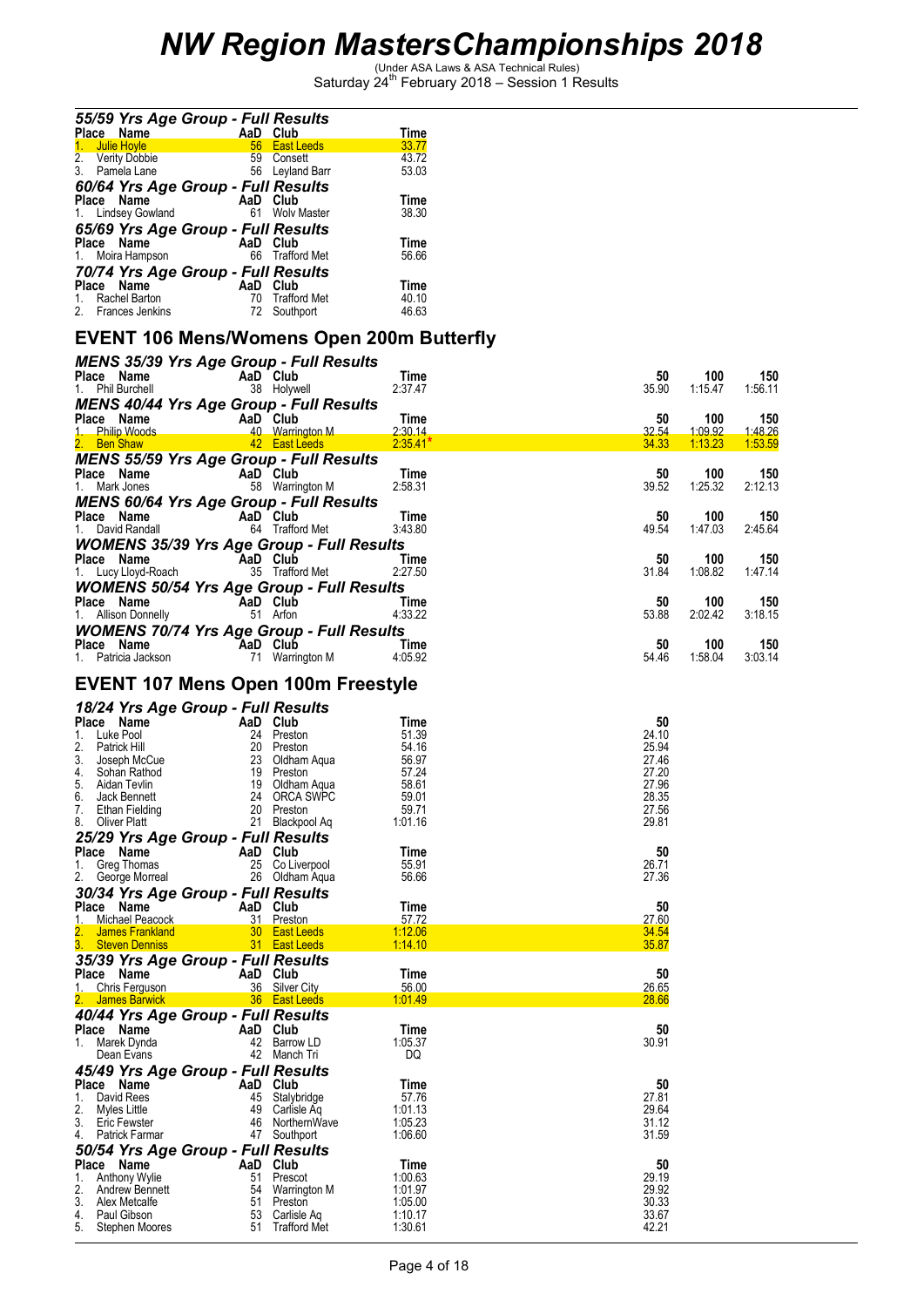# NW Region MastersChampionships 2018

(Under ASA Laws & ASA Technical Rules)
Saturday 24th February 2018 – Session 1 Results

### *55/59 Yrs Age Group - Full Results*

| Place | Name | AaD | Club | Time |
|---|---|---|---|---|
| 1. | Julie Hoyle | 56 | East Leeds | 33.77 |
| 2. | Verity Dobbie | 59 | Consett | 43.72 |
| 3. | Pamela Lane | 56 | Leyland Barr | 53.03 |

### *60/64 Yrs Age Group - Full Results*

| Place | Name | AaD | Club | Time |
|---|---|---|---|---|
| 1. | Lindsey Gowland | 61 | Wolv Master | 38.30 |

### *65/69 Yrs Age Group - Full Results*

| Place | Name | AaD | Club | Time |
|---|---|---|---|---|
| 1. | Moira Hampson | 66 | Trafford Met | 56.66 |

### *70/74 Yrs Age Group - Full Results*

| Place | Name | AaD | Club | Time |
|---|---|---|---|---|
| 1. | Rachel Barton | 70 | Trafford Met | 40.10 |
| 2. | Frances Jenkins | 72 | Southport | 46.63 |

## EVENT 106 Mens/Womens Open 200m Butterfly

### *MENS 35/39 Yrs Age Group - Full Results*

| Place | Name | AaD | Club | Time | 50 | 100 | 150 |
|---|---|---|---|---|---|---|---|
| 1. | Phil Burchell | 38 | Holywell | 2:37.47 | 35.90 | 1:15.47 | 1:56.11 |

### *MENS 40/44 Yrs Age Group - Full Results*

| Place | Name | AaD | Club | Time | 50 | 100 | 150 |
|---|---|---|---|---|---|---|---|
| 1. | Philip Woods | 40 | Warrington M | 2:30.14 | 32.54 | 1:09.92 | 1:48.26 |
| 2. | Ben Shaw | 42 | East Leeds | 2:35.41* | 34.33 | 1:13.23 | 1:53.59 |

### *MENS 55/59 Yrs Age Group - Full Results*

| Place | Name | AaD | Club | Time | 50 | 100 | 150 |
|---|---|---|---|---|---|---|---|
| 1. | Mark Jones | 58 | Warrington M | 2:58.31 | 39.52 | 1:25.32 | 2:12.13 |

### *MENS 60/64 Yrs Age Group - Full Results*

| Place | Name | AaD | Club | Time | 50 | 100 | 150 |
|---|---|---|---|---|---|---|---|
| 1. | David Randall | 64 | Trafford Met | 3:43.80 | 49.54 | 1:47.03 | 2:45.64 |

### *WOMENS 35/39 Yrs Age Group - Full Results*

| Place | Name | AaD | Club | Time | 50 | 100 | 150 |
|---|---|---|---|---|---|---|---|
| 1. | Lucy Lloyd-Roach | 35 | Trafford Met | 2:27.50 | 31.84 | 1:08.82 | 1:47.14 |

### *WOMENS 50/54 Yrs Age Group - Full Results*

| Place | Name | AaD | Club | Time | 50 | 100 | 150 |
|---|---|---|---|---|---|---|---|
| 1. | Allison Donnelly | 51 | Arfon | 4:33.22 | 53.88 | 2:02.42 | 3:18.15 |

### *WOMENS 70/74 Yrs Age Group - Full Results*

| Place | Name | AaD | Club | Time | 50 | 100 | 150 |
|---|---|---|---|---|---|---|---|
| 1. | Patricia Jackson | 71 | Warrington M | 4:05.92 | 54.46 | 1:58.04 | 3:03.14 |

## EVENT 107 Mens Open 100m Freestyle

### *18/24 Yrs Age Group - Full Results*

| Place | Name | AaD | Club | Time | 50 |
|---|---|---|---|---|---|
| 1. | Luke Pool | 24 | Preston | 51.39 | 24.10 |
| 2. | Patrick Hill | 20 | Preston | 54.16 | 25.94 |
| 3. | Joseph McCue | 23 | Oldham Aqua | 56.97 | 27.46 |
| 4. | Sohan Rathod | 19 | Preston | 57.24 | 27.20 |
| 5. | Aidan Tevlin | 19 | Oldham Aqua | 58.61 | 27.96 |
| 6. | Jack Bennett | 24 | ORCA SWPC | 59.01 | 28.35 |
| 7. | Ethan Fielding | 20 | Preston | 59.71 | 27.56 |
| 8. | Oliver Platt | 21 | Blackpool Aq | 1:01.16 | 29.81 |

### *25/29 Yrs Age Group - Full Results*

| Place | Name | AaD | Club | Time | 50 |
|---|---|---|---|---|---|
| 1. | Greg Thomas | 25 | Co Liverpool | 55.91 | 26.71 |
| 2. | George Morreal | 26 | Oldham Aqua | 56.66 | 27.36 |

### *30/34 Yrs Age Group - Full Results*

| Place | Name | AaD | Club | Time | 50 |
|---|---|---|---|---|---|
| 1. | Michael Peacock | 31 | Preston | 57.72 | 27.60 |
| 2. | James Frankland | 30 | East Leeds | 1:12.06 | 34.54 |
| 3. | Steven Denniss | 31 | East Leeds | 1:14.10 | 35.87 |

### *35/39 Yrs Age Group - Full Results*

| Place | Name | AaD | Club | Time | 50 |
|---|---|---|---|---|---|
| 1. | Chris Ferguson | 36 | Silver City | 56.00 | 26.65 |
| 2. | James Barwick | 36 | East Leeds | 1:01.49 | 28.66 |

### *40/44 Yrs Age Group - Full Results*

| Place | Name | AaD | Club | Time | 50 |
|---|---|---|---|---|---|
| 1. | Marek Dynda | 42 | Barrow LD | 1:05.37 | 30.91 |
| | Dean Evans | 42 | Manch Tri | DQ | |

### *45/49 Yrs Age Group - Full Results*

| Place | Name | AaD | Club | Time | 50 |
|---|---|---|---|---|---|
| 1. | David Rees | 45 | Stalybridge | 57.76 | 27.81 |
| 2. | Myles Little | 49 | Carlisle Aq | 1:01.13 | 29.64 |
| 3. | Eric Fewster | 46 | NorthernWave | 1:05.23 | 31.12 |
| 4. | Patrick Farmar | 47 | Southport | 1:06.60 | 31.59 |

### *50/54 Yrs Age Group - Full Results*

| Place | Name | AaD | Club | Time | 50 |
|---|---|---|---|---|---|
| 1. | Anthony Wylie | 51 | Prescot | 1:00.63 | 29.19 |
| 2. | Andrew Bennett | 54 | Warrington M | 1:01.97 | 29.92 |
| 3. | Alex Metcalfe | 51 | Preston | 1:05.00 | 30.33 |
| 4. | Paul Gibson | 53 | Carlisle Aq | 1:10.17 | 33.67 |
| 5. | Stephen Moores | 51 | Trafford Met | 1:30.61 | 42.21 |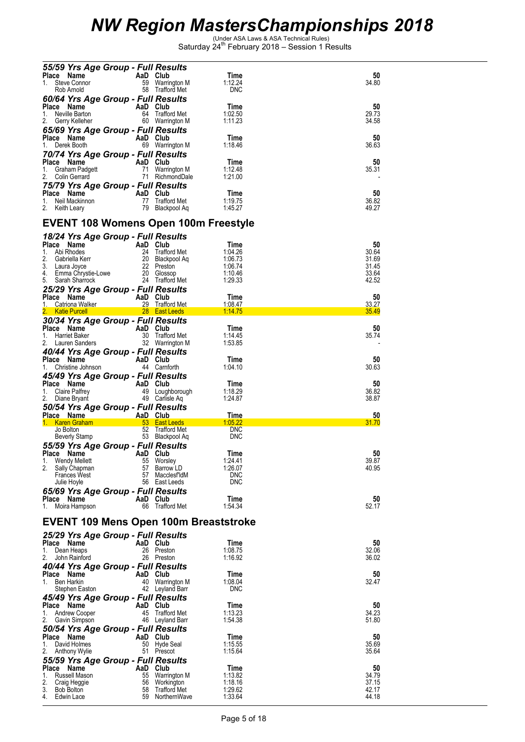# NW Region MastersChampionships 2018

(Under ASA Laws & ASA Technical Rules)
Saturday 24th February 2018 – Session 1 Results

### 55/59 Yrs Age Group - Full Results

| Place | Name | AaD | Club | Time | 50 |
|---|---|---|---|---|---|
| 1. | Steve Connor | 59 | Warrington M | 1:12.24 | 34.80 |
| | Rob Arnold | 58 | Trafford Met | DNC | |

### 60/64 Yrs Age Group - Full Results

| Place | Name | AaD | Club | Time | 50 |
|---|---|---|---|---|---|
| 1. | Neville Barton | 64 | Trafford Met | 1:02.50 | 29.73 |
| 2. | Gerry Kelleher | 60 | Warrington M | 1:11.23 | 34.58 |

### 65/69 Yrs Age Group - Full Results

| Place | Name | AaD | Club | Time | 50 |
|---|---|---|---|---|---|
| 1. | Derek Booth | 69 | Warrington M | 1:18.46 | 36.63 |

### 70/74 Yrs Age Group - Full Results

| Place | Name | AaD | Club | Time | 50 |
|---|---|---|---|---|---|
| 1. | Graham Padgett | 71 | Warrington M | 1:12.48 | 35.31 |
| 2. | Colin Gerrard | 71 | RichmondDale | 1:21.00 | - |

### 75/79 Yrs Age Group - Full Results

| Place | Name | AaD | Club | Time | 50 |
|---|---|---|---|---|---|
| 1. | Neil Mackinnon | 77 | Trafford Met | 1:19.75 | 36.82 |
| 2. | Keith Leary | 79 | Blackpool Aq | 1:45.27 | 49.27 |

## EVENT 108 Womens Open 100m Freestyle

### 18/24 Yrs Age Group - Full Results

| Place | Name | AaD | Club | Time | 50 |
|---|---|---|---|---|---|
| 1. | Abi Rhodes | 24 | Trafford Met | 1:04.26 | 30.64 |
| 2. | Gabriella Kerr | 20 | Blackpool Aq | 1:06.73 | 31.69 |
| 3. | Laura Joyce | 22 | Preston | 1:06.74 | 31.45 |
| 4. | Emma Chrystie-Lowe | 20 | Glossop | 1:10.46 | 33.64 |
| 5. | Sarah Sharrock | 24 | Trafford Met | 1:29.33 | 42.52 |

### 25/29 Yrs Age Group - Full Results

| Place | Name | AaD | Club | Time | 50 |
|---|---|---|---|---|---|
| 1. | Catriona Walker | 29 | Trafford Met | 1:08.47 | 33.27 |
| 2. | Katie Purcell | 28 | East Leeds | 1:14.75 | 35.49 |

### 30/34 Yrs Age Group - Full Results

| Place | Name | AaD | Club | Time | 50 |
|---|---|---|---|---|---|
| 1. | Harriet Baker | 30 | Trafford Met | 1:14.45 | 35.74 |
| 2. | Lauren Sanders | 32 | Warrington M | 1:53.85 | - |

### 40/44 Yrs Age Group - Full Results

| Place | Name | AaD | Club | Time | 50 |
|---|---|---|---|---|---|
| 1. | Christine Johnson | 44 | Carnforth | 1:04.10 | 30.63 |

### 45/49 Yrs Age Group - Full Results

| Place | Name | AaD | Club | Time | 50 |
|---|---|---|---|---|---|
| 1. | Claire Palfrey | 49 | Loughborough | 1:18.29 | 36.82 |
| 2. | Diane Bryant | 49 | Carlisle Aq | 1:24.87 | 38.87 |

### 50/54 Yrs Age Group - Full Results

| Place | Name | AaD | Club | Time | 50 |
|---|---|---|---|---|---|
| 1. | Karen Graham | 53 | East Leeds | 1:05.22 | 31.70 |
| | Jo Bolton | 52 | Trafford Met | DNC | |
| | Beverly Stamp | 53 | Blackpool Aq | DNC | |

### 55/59 Yrs Age Group - Full Results

| Place | Name | AaD | Club | Time | 50 |
|---|---|---|---|---|---|
| 1. | Wendy Mellett | 55 | Worsley | 1:24.41 | 39.87 |
| 2. | Sally Chapman | 57 | Barrow LD | 1:26.07 | 40.95 |
| | Frances West | 57 | Macclesf'ldM | DNC | |
| | Julie Hoyle | 56 | East Leeds | DNC | |

### 65/69 Yrs Age Group - Full Results

| Place | Name | AaD | Club | Time | 50 |
|---|---|---|---|---|---|
| 1. | Moira Hampson | 66 | Trafford Met | 1:54.34 | 52.17 |

## EVENT 109 Mens Open 100m Breaststroke

### 25/29 Yrs Age Group - Full Results

| Place | Name | AaD | Club | Time | 50 |
|---|---|---|---|---|---|
| 1. | Dean Heaps | 26 | Preston | 1:08.75 | 32.06 |
| 2. | John Rainford | 26 | Preston | 1:16.92 | 36.02 |

### 40/44 Yrs Age Group - Full Results

| Place | Name | AaD | Club | Time | 50 |
|---|---|---|---|---|---|
| 1. | Ben Harkin | 40 | Warrington M | 1:08.04 | 32.47 |
| | Stephen Easton | 42 | Leyland Barr | DNC | |

### 45/49 Yrs Age Group - Full Results

| Place | Name | AaD | Club | Time | 50 |
|---|---|---|---|---|---|
| 1. | Andrew Cooper | 45 | Trafford Met | 1:13.23 | 34.23 |
| 2. | Gavin Simpson | 46 | Leyland Barr | 1:54.38 | 51.80 |

### 50/54 Yrs Age Group - Full Results

| Place | Name | AaD | Club | Time | 50 |
|---|---|---|---|---|---|
| 1. | David Holmes | 50 | Hyde Seal | 1:15.55 | 35.69 |
| 2. | Anthony Wylie | 51 | Prescot | 1:15.64 | 35.64 |

### 55/59 Yrs Age Group - Full Results

| Place | Name | AaD | Club | Time | 50 |
|---|---|---|---|---|---|
| 1. | Russell Mason | 55 | Warrington M | 1:13.82 | 34.79 |
| 2. | Craig Heggie | 56 | Workington | 1:18.16 | 37.15 |
| 3. | Bob Bolton | 58 | Trafford Met | 1:29.62 | 42.17 |
| 4. | Edwin Lace | 59 | NorthernWave | 1:33.64 | 44.18 |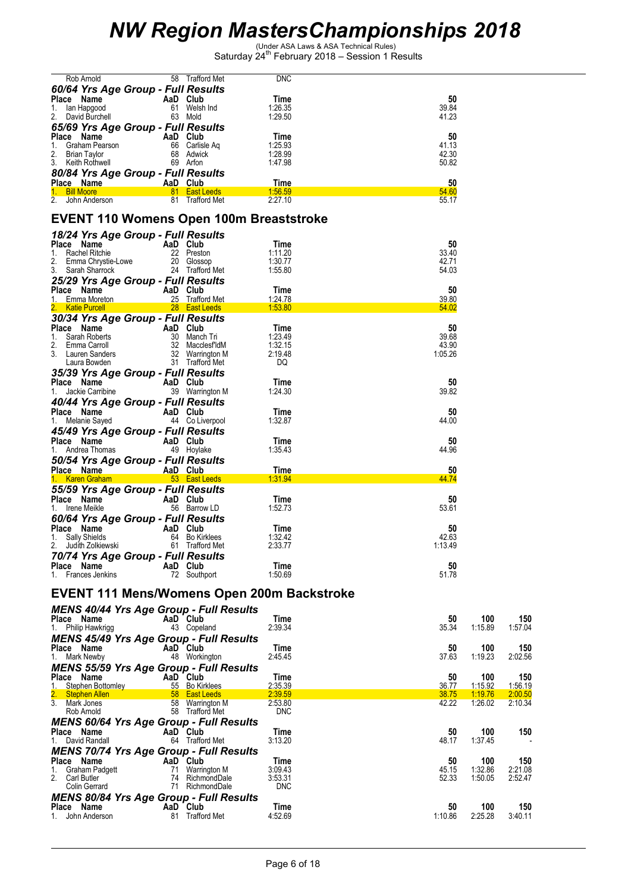# NW Region MastersChampionships 2018

(Under ASA Laws & ASA Technical Rules)
Saturday 24th February 2018 – Session 1 Results

| Place | Name | AaD | Club | Time | 50 |
|---|---|---|---|---|---|
| | Rob Arnold | 58 | Trafford Met | DNC | |

### 60/64 Yrs Age Group - Full Results

| Place | Name | AaD | Club | Time | 50 |
|---|---|---|---|---|---|
| 1. | Ian Hapgood | 61 | Welsh Ind | 1:26.35 | 39.84 |
| 2. | David Burchell | 63 | Mold | 1:29.50 | 41.23 |

### 65/69 Yrs Age Group - Full Results

| Place | Name | AaD | Club | Time | 50 |
|---|---|---|---|---|---|
| 1. | Graham Pearson | 66 | Carlisle Aq | 1:25.93 | 41.13 |
| 2. | Brian Taylor | 68 | Adwick | 1:28.99 | 42.30 |
| 3. | Keith Rothwell | 69 | Arfon | 1:47.98 | 50.82 |

### 80/84 Yrs Age Group - Full Results

| Place | Name | AaD | Club | Time | 50 |
|---|---|---|---|---|---|
| 1. | Bill Moore | 81 | East Leeds | 1:56.59 | 54.60 |
| 2. | John Anderson | 81 | Trafford Met | 2:27.10 | 55.17 |

## EVENT 110 Womens Open 100m Breaststroke

### 18/24 Yrs Age Group - Full Results

| Place | Name | AaD | Club | Time | 50 |
|---|---|---|---|---|---|
| 1. | Rachel Ritchie | 22 | Preston | 1:11.20 | 33.40 |
| 2. | Emma Chrystie-Lowe | 20 | Glossop | 1:30.77 | 42.71 |
| 3. | Sarah Sharrock | 24 | Trafford Met | 1:55.80 | 54.03 |

### 25/29 Yrs Age Group - Full Results

| Place | Name | AaD | Club | Time | 50 |
|---|---|---|---|---|---|
| 1. | Emma Moreton | 25 | Trafford Met | 1:24.78 | 39.80 |
| 2. | Katie Purcell | 28 | East Leeds | 1:53.80 | 54.02 |

### 30/34 Yrs Age Group - Full Results

| Place | Name | AaD | Club | Time | 50 |
|---|---|---|---|---|---|
| 1. | Sarah Roberts | 30 | Manch Tri | 1:23.49 | 39.68 |
| 2. | Emma Carroll | 32 | Macclesf'ldM | 1:32.15 | 43.90 |
| 3. | Lauren Sanders | 32 | Warrington M | 2:19.48 | 1:05.26 |
| | Laura Bowden | 31 | Trafford Met | DQ | |

### 35/39 Yrs Age Group - Full Results

| Place | Name | AaD | Club | Time | 50 |
|---|---|---|---|---|---|
| 1. | Jackie Carribine | 39 | Warrington M | 1:24.30 | 39.82 |

### 40/44 Yrs Age Group - Full Results

| Place | Name | AaD | Club | Time | 50 |
|---|---|---|---|---|---|
| 1. | Melanie Sayed | 44 | Co Liverpool | 1:32.87 | 44.00 |

### 45/49 Yrs Age Group - Full Results

| Place | Name | AaD | Club | Time | 50 |
|---|---|---|---|---|---|
| 1. | Andrea Thomas | 49 | Hoylake | 1:35.43 | 44.96 |

### 50/54 Yrs Age Group - Full Results

| Place | Name | AaD | Club | Time | 50 |
|---|---|---|---|---|---|
| 1. | Karen Graham | 53 | East Leeds | 1:31.94 | 44.74 |

### 55/59 Yrs Age Group - Full Results

| Place | Name | AaD | Club | Time | 50 |
|---|---|---|---|---|---|
| 1. | Irene Meikle | 56 | Barrow LD | 1:52.73 | 53.61 |

### 60/64 Yrs Age Group - Full Results

| Place | Name | AaD | Club | Time | 50 |
|---|---|---|---|---|---|
| 1. | Sally Shields | 64 | Bo Kirklees | 1:32.42 | 42.63 |
| 2. | Judith Zolkiewski | 61 | Trafford Met | 2:33.77 | 1:13.49 |

### 70/74 Yrs Age Group - Full Results

| Place | Name | AaD | Club | Time | 50 |
|---|---|---|---|---|---|
| 1. | Frances Jenkins | 72 | Southport | 1:50.69 | 51.78 |

## EVENT 111 Mens/Womens Open 200m Backstroke

### MENS 40/44 Yrs Age Group - Full Results

| Place | Name | AaD | Club | Time | 50 | 100 | 150 |
|---|---|---|---|---|---|---|---|
| 1. | Philip Hawkrigg | 43 | Copeland | 2:39.34 | 35.34 | 1:15.89 | 1:57.04 |

### MENS 45/49 Yrs Age Group - Full Results

| Place | Name | AaD | Club | Time | 50 | 100 | 150 |
|---|---|---|---|---|---|---|---|
| 1. | Mark Newby | 48 | Workington | 2:45.45 | 37.63 | 1:19.23 | 2:02.56 |

### MENS 55/59 Yrs Age Group - Full Results

| Place | Name | AaD | Club | Time | 50 | 100 | 150 |
|---|---|---|---|---|---|---|---|
| 1. | Stephen Bottomley | 55 | Bo Kirklees | 2:35.39 | 36.77 | 1:15.92 | 1:56.19 |
| 2. | Stephen Allen | 58 | East Leeds | 2:39.59 | 38.75 | 1:19.76 | 2:00.50 |
| 3. | Mark Jones | 58 | Warrington M | 2:53.80 | 42.22 | 1:26.02 | 2:10.34 |
| | Rob Arnold | 58 | Trafford Met | DNC | | | |

### MENS 60/64 Yrs Age Group - Full Results

| Place | Name | AaD | Club | Time | 50 | 100 | 150 |
|---|---|---|---|---|---|---|---|
| 1. | David Randall | 64 | Trafford Met | 3:13.20 | 48.17 | 1:37.45 | - |

### MENS 70/74 Yrs Age Group - Full Results

| Place | Name | AaD | Club | Time | 50 | 100 | 150 |
|---|---|---|---|---|---|---|---|
| 1. | Graham Padgett | 71 | Warrington M | 3:09.43 | 45.15 | 1:32.86 | 2:21.08 |
| 2. | Carl Butler | 74 | RichmondDale | 3:53.31 | 52.33 | 1:50.05 | 2:52.47 |
| | Colin Gerrard | 71 | RichmondDale | DNC | | | |

### MENS 80/84 Yrs Age Group - Full Results

| Place | Name | AaD | Club | Time | 50 | 100 | 150 |
|---|---|---|---|---|---|---|---|
| 1. | John Anderson | 81 | Trafford Met | 4:52.69 | 1:10.86 | 2:25.28 | 3:40.11 |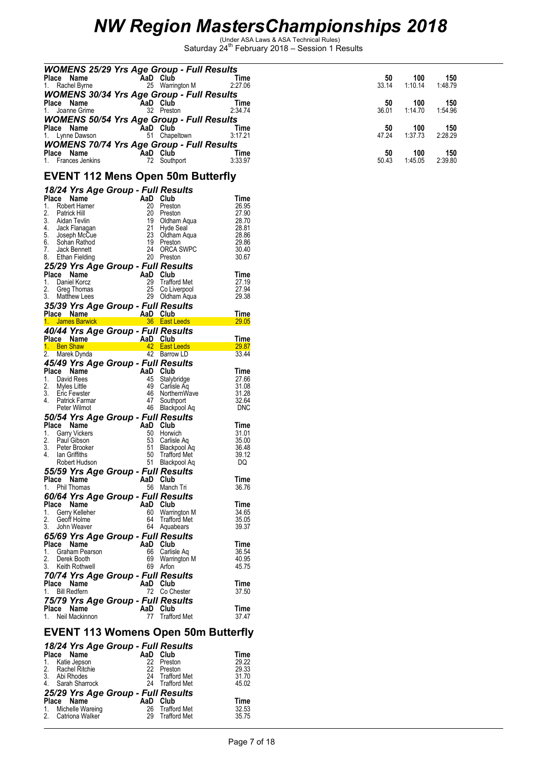# NW Region MastersChampionships 2018

(Under ASA Laws & ASA Technical Rules)
Saturday 24th February 2018 – Session 1 Results

### WOMENS 25/29 Yrs Age Group - Full Results

| Place | Name | AaD | Club | Time | 50 | 100 | 150 |
|---|---|---|---|---|---|---|---|
| 1. | Rachel Byrne | 25 | Warrington M | 2:27.06 | 33.14 | 1:10.14 | 1:48.79 |

### WOMENS 30/34 Yrs Age Group - Full Results

| Place | Name | AaD | Club | Time | 50 | 100 | 150 |
|---|---|---|---|---|---|---|---|
| 1. | Joanne Grime | 32 | Preston | 2:34.74 | 36.01 | 1:14.70 | 1:54.96 |

### WOMENS 50/54 Yrs Age Group - Full Results

| Place | Name | AaD | Club | Time | 50 | 100 | 150 |
|---|---|---|---|---|---|---|---|
| 1. | Lynne Dawson | 51 | Chapeltown | 3:17.21 | 47.24 | 1:37.73 | 2:28.29 |

### WOMENS 70/74 Yrs Age Group - Full Results

| Place | Name | AaD | Club | Time | 50 | 100 | 150 |
|---|---|---|---|---|---|---|---|
| 1. | Frances Jenkins | 72 | Southport | 3:33.97 | 50.43 | 1:45.05 | 2:39.80 |

## EVENT 112 Mens Open 50m Butterfly

### 18/24 Yrs Age Group - Full Results

| Place | Name | AaD | Club | Time |
|---|---|---|---|---|
| 1. | Robert Hamer | 20 | Preston | 26.95 |
| 2. | Patrick Hill | 20 | Preston | 27.90 |
| 3. | Aidan Tevlin | 19 | Oldham Aqua | 28.70 |
| 4. | Jack Flanagan | 21 | Hyde Seal | 28.81 |
| 5. | Joseph McCue | 23 | Oldham Aqua | 28.86 |
| 6. | Sohan Rathod | 19 | Preston | 29.86 |
| 7. | Jack Bennett | 24 | ORCA SWPC | 30.40 |
| 8. | Ethan Fielding | 20 | Preston | 30.67 |

### 25/29 Yrs Age Group - Full Results

| Place | Name | AaD | Club | Time |
|---|---|---|---|---|
| 1. | Daniel Korcz | 29 | Trafford Met | 27.19 |
| 2. | Greg Thomas | 25 | Co Liverpool | 27.94 |
| 3. | Matthew Lees | 29 | Oldham Aqua | 29.38 |

### 35/39 Yrs Age Group - Full Results

| Place | Name | AaD | Club | Time |
|---|---|---|---|---|
| 1. | James Barwick | 36 | East Leeds | 29.05 |

### 40/44 Yrs Age Group - Full Results

| Place | Name | AaD | Club | Time |
|---|---|---|---|---|
| 1. | Ben Shaw | 42 | East Leeds | 29.87 |
| 2. | Marek Dynda | 42 | Barrow LD | 33.44 |

### 45/49 Yrs Age Group - Full Results

| Place | Name | AaD | Club | Time |
|---|---|---|---|---|
| 1. | David Rees | 45 | Stalybridge | 27.66 |
| 2. | Myles Little | 49 | Carlisle Aq | 31.08 |
| 3. | Eric Fewster | 46 | NorthernWave | 31.28 |
| 4. | Patrick Farmar | 47 | Southport | 32.64 |
| | Peter Wilmot | 46 | Blackpool Aq | DNC |

### 50/54 Yrs Age Group - Full Results

| Place | Name | AaD | Club | Time |
|---|---|---|---|---|
| 1. | Garry Vickers | 50 | Horwich | 31.01 |
| 2. | Paul Gibson | 53 | Carlisle Aq | 35.00 |
| 3. | Peter Brooker | 51 | Blackpool Aq | 36.48 |
| 4. | Ian Griffiths | 50 | Trafford Met | 39.12 |
| | Robert Hudson | 51 | Blackpool Aq | DQ |

### 55/59 Yrs Age Group - Full Results

| Place | Name | AaD | Club | Time |
|---|---|---|---|---|
| 1. | Phil Thomas | 56 | Manch Tri | 36.76 |

### 60/64 Yrs Age Group - Full Results

| Place | Name | AaD | Club | Time |
|---|---|---|---|---|
| 1. | Gerry Kelleher | 60 | Warrington M | 34.65 |
| 2. | Geoff Holme | 64 | Trafford Met | 35.05 |
| 3. | John Weaver | 64 | Aquabears | 39.37 |

### 65/69 Yrs Age Group - Full Results

| Place | Name | AaD | Club | Time |
|---|---|---|---|---|
| 1. | Graham Pearson | 66 | Carlisle Aq | 36.54 |
| 2. | Derek Booth | 69 | Warrington M | 40.95 |
| 3. | Keith Rothwell | 69 | Arfon | 45.75 |

### 70/74 Yrs Age Group - Full Results

| Place | Name | AaD | Club | Time |
|---|---|---|---|---|
| 1. | Bill Redfern | 72 | Co Chester | 37.50 |

### 75/79 Yrs Age Group - Full Results

| Place | Name | AaD | Club | Time |
|---|---|---|---|---|
| 1. | Neil Mackinnon | 77 | Trafford Met | 37.47 |

## EVENT 113 Womens Open 50m Butterfly

### 18/24 Yrs Age Group - Full Results

| Place | Name | AaD | Club | Time |
|---|---|---|---|---|
| 1. | Katie Jepson | 22 | Preston | 29.22 |
| 2. | Rachel Ritchie | 22 | Preston | 29.33 |
| 3. | Abi Rhodes | 24 | Trafford Met | 31.70 |
| 4. | Sarah Sharrock | 24 | Trafford Met | 45.02 |

### 25/29 Yrs Age Group - Full Results

| Place | Name | AaD | Club | Time |
|---|---|---|---|---|
| 1. | Michelle Wareing | 26 | Trafford Met | 32.53 |
| 2. | Catriona Walker | 29 | Trafford Met | 35.75 |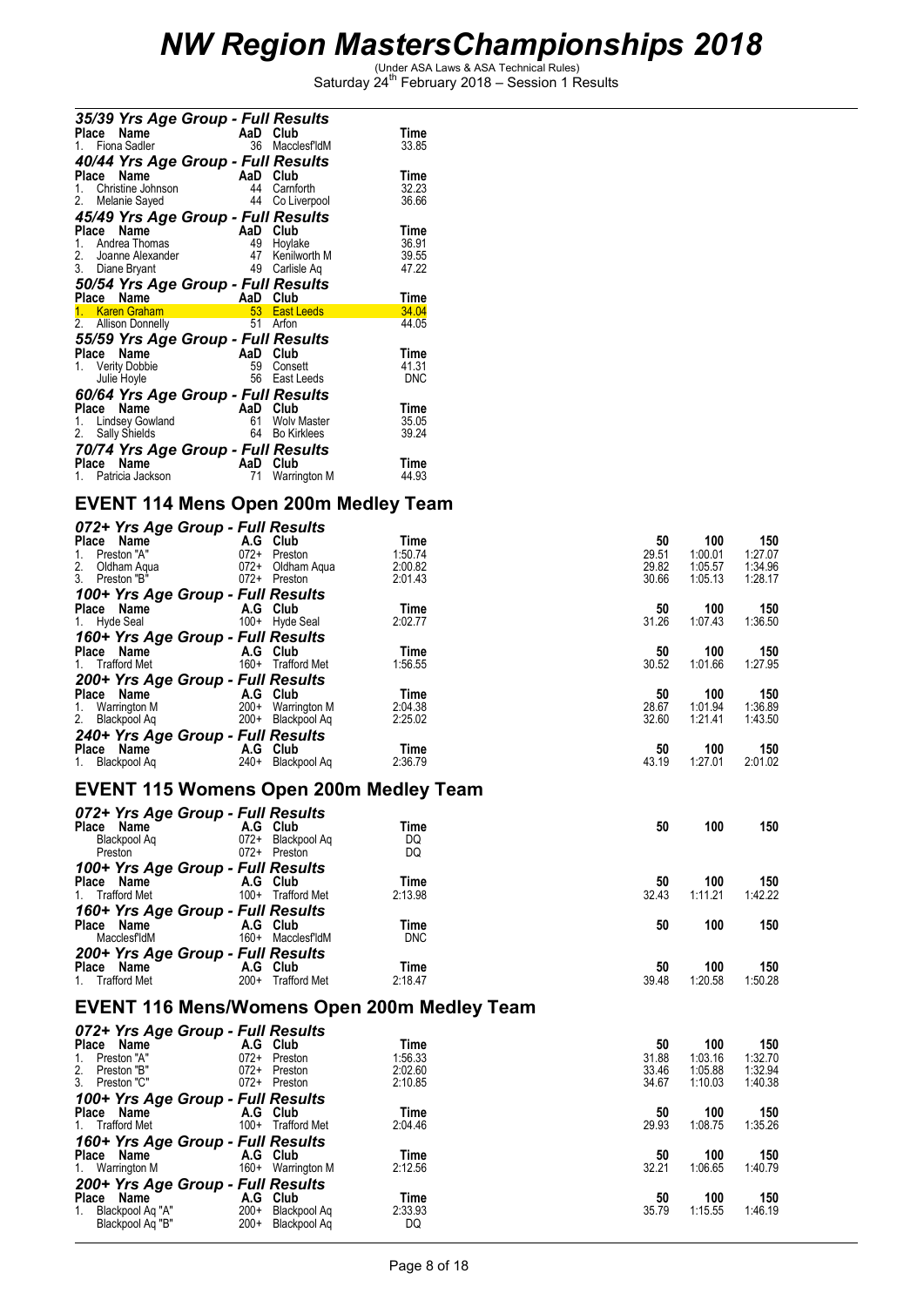# NW Region MastersChampionships 2018

(Under ASA Laws & ASA Technical Rules)
Saturday 24th February 2018 – Session 1 Results

### 35/39 Yrs Age Group - Full Results

| Place | Name | AaD | Club | Time |
|---|---|---|---|---|
| 1. | Fiona Sadler | 36 | Macclesf'ldM | 33.85 |

### 40/44 Yrs Age Group - Full Results

| Place | Name | AaD | Club | Time |
|---|---|---|---|---|
| 1. | Christine Johnson | 44 | Carnforth | 32.23 |
| 2. | Melanie Sayed | 44 | Co Liverpool | 36.66 |

### 45/49 Yrs Age Group - Full Results

| Place | Name | AaD | Club | Time |
|---|---|---|---|---|
| 1. | Andrea Thomas | 49 | Hoylake | 36.91 |
| 2. | Joanne Alexander | 47 | Kenilworth M | 39.55 |
| 3. | Diane Bryant | 49 | Carlisle Aq | 47.22 |

### 50/54 Yrs Age Group - Full Results

| Place | Name | AaD | Club | Time |
|---|---|---|---|---|
| 1. | Karen Graham | 53 | East Leeds | 34.04 |
| 2. | Allison Donnelly | 51 | Arfon | 44.05 |

### 55/59 Yrs Age Group - Full Results

| Place | Name | AaD | Club | Time |
|---|---|---|---|---|
| 1. | Verity Dobbie | 59 | Consett | 41.31 |
| | Julie Hoyle | 56 | East Leeds | DNC |

### 60/64 Yrs Age Group - Full Results

| Place | Name | AaD | Club | Time |
|---|---|---|---|---|
| 1. | Lindsey Gowland | 61 | Wolv Master | 35.05 |
| 2. | Sally Shields | 64 | Bo Kirklees | 39.24 |

### 70/74 Yrs Age Group - Full Results

| Place | Name | AaD | Club | Time |
|---|---|---|---|---|
| 1. | Patricia Jackson | 71 | Warrington M | 44.93 |

## EVENT 114 Mens Open 200m Medley Team

### 072+ Yrs Age Group - Full Results

| Place | Name | A.G | Club | Time | 50 | 100 | 150 |
|---|---|---|---|---|---|---|---|
| 1. | Preston "A" | 072+ | Preston | 1:50.74 | 29.51 | 1:00.01 | 1:27.07 |
| 2. | Oldham Aqua | 072+ | Oldham Aqua | 2:00.82 | 29.82 | 1:05.57 | 1:34.96 |
| 3. | Preston "B" | 072+ | Preston | 2:01.43 | 30.66 | 1:05.13 | 1:28.17 |

### 100+ Yrs Age Group - Full Results

| Place | Name | A.G | Club | Time | 50 | 100 | 150 |
|---|---|---|---|---|---|---|---|
| 1. | Hyde Seal | 100+ | Hyde Seal | 2:02.77 | 31.26 | 1:07.43 | 1:36.50 |

### 160+ Yrs Age Group - Full Results

| Place | Name | A.G | Club | Time | 50 | 100 | 150 |
|---|---|---|---|---|---|---|---|
| 1. | Trafford Met | 160+ | Trafford Met | 1:56.55 | 30.52 | 1:01.66 | 1:27.95 |

### 200+ Yrs Age Group - Full Results

| Place | Name | A.G | Club | Time | 50 | 100 | 150 |
|---|---|---|---|---|---|---|---|
| 1. | Warrington M | 200+ | Warrington M | 2:04.38 | 28.67 | 1:01.94 | 1:36.89 |
| 2. | Blackpool Aq | 200+ | Blackpool Aq | 2:25.02 | 32.60 | 1:21.41 | 1:43.50 |

### 240+ Yrs Age Group - Full Results

| Place | Name | A.G | Club | Time | 50 | 100 | 150 |
|---|---|---|---|---|---|---|---|
| 1. | Blackpool Aq | 240+ | Blackpool Aq | 2:36.79 | 43.19 | 1:27.01 | 2:01.02 |

## EVENT 115 Womens Open 200m Medley Team

### 072+ Yrs Age Group - Full Results

| Place | Name | A.G | Club | Time | 50 | 100 | 150 |
|---|---|---|---|---|---|---|---|
| | Blackpool Aq | 072+ | Blackpool Aq | DQ | | | |
| | Preston | 072+ | Preston | DQ | | | |

### 100+ Yrs Age Group - Full Results

| Place | Name | A.G | Club | Time | 50 | 100 | 150 |
|---|---|---|---|---|---|---|---|
| 1. | Trafford Met | 100+ | Trafford Met | 2:13.98 | 32.43 | 1:11.21 | 1:42.22 |

### 160+ Yrs Age Group - Full Results

| Place | Name | A.G | Club | Time | 50 | 100 | 150 |
|---|---|---|---|---|---|---|---|
| | Macclesf'ldM | 160+ | Macclesf'ldM | DNC | | | |

### 200+ Yrs Age Group - Full Results

| Place | Name | A.G | Club | Time | 50 | 100 | 150 |
|---|---|---|---|---|---|---|---|
| 1. | Trafford Met | 200+ | Trafford Met | 2:18.47 | 39.48 | 1:20.58 | 1:50.28 |

## EVENT 116 Mens/Womens Open 200m Medley Team

### 072+ Yrs Age Group - Full Results

| Place | Name | A.G | Club | Time | 50 | 100 | 150 |
|---|---|---|---|---|---|---|---|
| 1. | Preston "A" | 072+ | Preston | 1:56.33 | 31.88 | 1:03.16 | 1:32.70 |
| 2. | Preston "B" | 072+ | Preston | 2:02.60 | 33.46 | 1:05.88 | 1:32.94 |
| 3. | Preston "C" | 072+ | Preston | 2:10.85 | 34.67 | 1:10.03 | 1:40.38 |

### 100+ Yrs Age Group - Full Results

| Place | Name | A.G | Club | Time | 50 | 100 | 150 |
|---|---|---|---|---|---|---|---|
| 1. | Trafford Met | 100+ | Trafford Met | 2:04.46 | 29.93 | 1:08.75 | 1:35.26 |

### 160+ Yrs Age Group - Full Results

| Place | Name | A.G | Club | Time | 50 | 100 | 150 |
|---|---|---|---|---|---|---|---|
| 1. | Warrington M | 160+ | Warrington M | 2:12.56 | 32.21 | 1:06.65 | 1:40.79 |

### 200+ Yrs Age Group - Full Results

| Place | Name | A.G | Club | Time | 50 | 100 | 150 |
|---|---|---|---|---|---|---|---|
| 1. | Blackpool Aq "A" | 200+ | Blackpool Aq | 2:33.93 | 35.79 | 1:15.55 | 1:46.19 |
| | Blackpool Aq "B" | 200+ | Blackpool Aq | DQ | | | |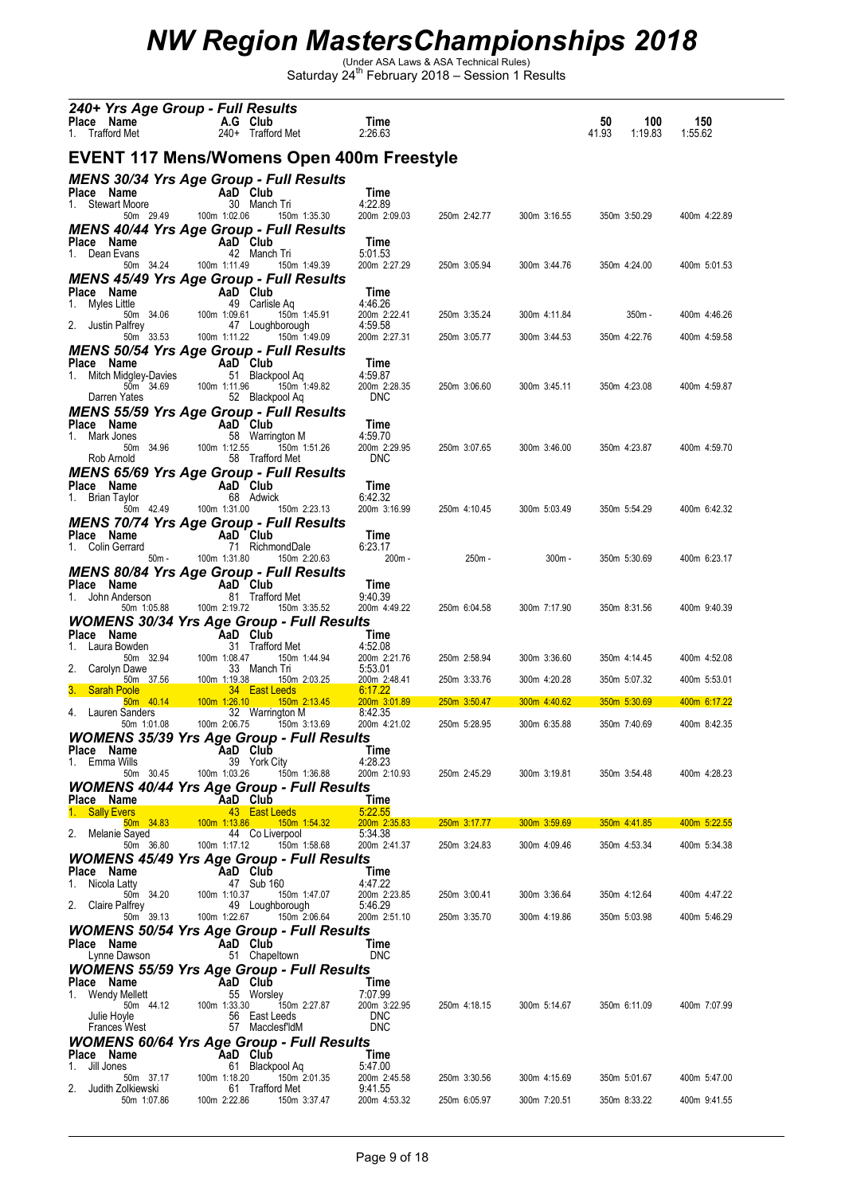# NW Region MastersChampionships 2018

(Under ASA Laws & ASA Technical Rules)
Saturday 24th February 2018 – Session 1 Results

### 240+ Yrs Age Group - Full Results

| Place | Name | A.G | Club | Time | 50 | 100 | 150 |
|---|---|---|---|---|---|---|---|
| 1. | Trafford Met | 240+ | Trafford Met | 2:26.63 | 41.93 | 1:19.83 | 1:55.62 |

## EVENT 117 Mens/Womens Open 400m Freestyle

### MENS 30/34 Yrs Age Group - Full Results

| Place | Name | AaD | Club | Time |
|---|---|---|---|---|
| 1. | Stewart Moore | 30 | Manch Tri | 4:22.89 |

50m 29.49 | 100m 1:02.06 | 150m 1:35.30 | 200m 2:09.03 | 250m 2:42.77 | 300m 3:16.55 | 350m 3:50.29 | 400m 4:22.89

### MENS 40/44 Yrs Age Group - Full Results

| Place | Name | AaD | Club | Time |
|---|---|---|---|---|
| 1. | Dean Evans | 42 | Manch Tri | 5:01.53 |

50m 34.24 | 100m 1:11.49 | 150m 1:49.39 | 200m 2:27.29 | 250m 3:05.94 | 300m 3:44.76 | 350m 4:24.00 | 400m 5:01.53

### MENS 45/49 Yrs Age Group - Full Results

| Place | Name | AaD | Club | Time |
|---|---|---|---|---|
| 1. | Myles Little | 49 | Carlisle Aq | 4:46.26 |
| 2. | Justin Palfrey | 47 | Loughborough | 4:59.58 |

Myles Little: 50m 34.06 | 100m 1:09.61 | 150m 1:45.91 | 200m 2:22.41 | 250m 3:35.24 | 300m 4:11.84 | 350m - | 400m 4:46.26

Justin Palfrey: 50m 33.53 | 100m 1:11.22 | 150m 1:49.09 | 200m 2:27.31 | 250m 3:05.77 | 300m 3:44.53 | 350m 4:22.76 | 400m 4:59.58

### MENS 50/54 Yrs Age Group - Full Results

| Place | Name | AaD | Club | Time |
|---|---|---|---|---|
| 1. | Mitch Midgley-Davies | 51 | Blackpool Aq | 4:59.87 |
| | Darren Yates | 52 | Blackpool Aq | DNC |

Mitch Midgley-Davies: 50m 34.69 | 100m 1:11.96 | 150m 1:49.82 | 200m 2:28.35 | 250m 3:06.60 | 300m 3:45.11 | 350m 4:23.08 | 400m 4:59.87

### MENS 55/59 Yrs Age Group - Full Results

| Place | Name | AaD | Club | Time |
|---|---|---|---|---|
| 1. | Mark Jones | 58 | Warrington M | 4:59.70 |
| | Rob Arnold | 58 | Trafford Met | DNC |

Mark Jones: 50m 34.96 | 100m 1:12.55 | 150m 1:51.26 | 200m 2:29.95 | 250m 3:07.65 | 300m 3:46.00 | 350m 4:23.87 | 400m 4:59.70

### MENS 65/69 Yrs Age Group - Full Results

| Place | Name | AaD | Club | Time |
|---|---|---|---|---|
| 1. | Brian Taylor | 68 | Adwick | 6:42.32 |

50m 42.49 | 100m 1:31.00 | 150m 2:23.13 | 200m 3:16.99 | 250m 4:10.45 | 300m 5:03.49 | 350m 5:54.29 | 400m 6:42.32

### MENS 70/74 Yrs Age Group - Full Results

| Place | Name | AaD | Club | Time |
|---|---|---|---|---|
| 1. | Colin Gerrard | 71 | RichmondDale | 6:23.17 |

50m - | 100m 1:31.80 | 150m 2:20.63 | 200m - | 250m - | 300m - | 350m 5:30.69 | 400m 6:23.17

### MENS 80/84 Yrs Age Group - Full Results

| Place | Name | AaD | Club | Time |
|---|---|---|---|---|
| 1. | John Anderson | 81 | Trafford Met | 9:40.39 |

50m 1:05.88 | 100m 2:19.72 | 150m 3:35.52 | 200m 4:49.22 | 250m 6:04.58 | 300m 7:17.90 | 350m 8:31.56 | 400m 9:40.39

### WOMENS 30/34 Yrs Age Group - Full Results

| Place | Name | AaD | Club | Time |
|---|---|---|---|---|
| 1. | Laura Bowden | 31 | Trafford Met | 4:52.08 |
| 2. | Carolyn Dawe | 33 | Manch Tri | 5:53.01 |
| 3. | Sarah Poole | 34 | East Leeds | 6:17.22 |
| 4. | Lauren Sanders | 32 | Warrington M | 8:42.35 |

Laura Bowden: 50m 32.94 | 100m 1:08.47 | 150m 1:44.94 | 200m 2:21.76 | 250m 2:58.94 | 300m 3:36.60 | 350m 4:14.45 | 400m 4:52.08

Carolyn Dawe: 50m 37.56 | 100m 1:19.38 | 150m 2:03.25 | 200m 2:48.41 | 250m 3:33.76 | 300m 4:20.28 | 350m 5:07.32 | 400m 5:53.01

Sarah Poole: 50m 40.14 | 100m 1:26.10 | 150m 2:13.45 | 200m 3:01.89 | 250m 3:50.47 | 300m 4:40.62 | 350m 5:30.69 | 400m 6:17.22

Lauren Sanders: 50m 1:01.08 | 100m 2:06.75 | 150m 3:13.69 | 200m 4:21.02 | 250m 5:28.95 | 300m 6:35.88 | 350m 7:40.69 | 400m 8:42.35

### WOMENS 35/39 Yrs Age Group - Full Results

| Place | Name | AaD | Club | Time |
|---|---|---|---|---|
| 1. | Emma Wills | 39 | York City | 4:28.23 |

50m 30.45 | 100m 1:03.26 | 150m 1:36.88 | 200m 2:10.93 | 250m 2:45.29 | 300m 3:19.81 | 350m 3:54.48 | 400m 4:28.23

### WOMENS 40/44 Yrs Age Group - Full Results

| Place | Name | AaD | Club | Time |
|---|---|---|---|---|
| 1. | Sally Evers | 43 | East Leeds | 5:22.55 |
| 2. | Melanie Sayed | 44 | Co Liverpool | 5:34.38 |

Sally Evers: 50m 34.83 | 100m 1:13.86 | 150m 1:54.32 | 200m 2:35.83 | 250m 3:17.77 | 300m 3:59.69 | 350m 4:41.85 | 400m 5:22.55

Melanie Sayed: 50m 36.80 | 100m 1:17.12 | 150m 1:58.68 | 200m 2:41.37 | 250m 3:24.83 | 300m 4:09.46 | 350m 4:53.34 | 400m 5:34.38

### WOMENS 45/49 Yrs Age Group - Full Results

| Place | Name | AaD | Club | Time |
|---|---|---|---|---|
| 1. | Nicola Latty | 47 | Sub 160 | 4:47.22 |
| 2. | Claire Palfrey | 49 | Loughborough | 5:46.29 |

Nicola Latty: 50m 34.20 | 100m 1:10.37 | 150m 1:47.07 | 200m 2:23.85 | 250m 3:00.41 | 300m 3:36.64 | 350m 4:12.64 | 400m 4:47.22

Claire Palfrey: 50m 39.13 | 100m 1:22.67 | 150m 2:06.64 | 200m 2:51.10 | 250m 3:35.70 | 300m 4:19.86 | 350m 5:03.98 | 400m 5:46.29

### WOMENS 50/54 Yrs Age Group - Full Results

| Place | Name | AaD | Club | Time |
|---|---|---|---|---|
| | Lynne Dawson | 51 | Chapeltown | DNC |

### WOMENS 55/59 Yrs Age Group - Full Results

| Place | Name | AaD | Club | Time |
|---|---|---|---|---|
| 1. | Wendy Mellett | 55 | Worsley | 7:07.99 |
| | Julie Hoyle | 56 | East Leeds | DNC |
| | Frances West | 57 | Macclesf'ldM | DNC |

Wendy Mellett: 50m 44.12 | 100m 1:33.30 | 150m 2:27.87 | 200m 3:22.95 | 250m 4:18.15 | 300m 5:14.67 | 350m 6:11.09 | 400m 7:07.99

### WOMENS 60/64 Yrs Age Group - Full Results

| Place | Name | AaD | Club | Time |
|---|---|---|---|---|
| 1. | Jill Jones | 61 | Blackpool Aq | 5:47.00 |
| 2. | Judith Zolkiewski | 61 | Trafford Met | 9:41.55 |

Jill Jones: 50m 37.17 | 100m 1:18.20 | 150m 2:01.35 | 200m 2:45.58 | 250m 3:30.56 | 300m 4:15.69 | 350m 5:01.67 | 400m 5:47.00

Judith Zolkiewski: 50m 1:07.86 | 100m 2:22.86 | 150m 3:37.47 | 200m 4:53.32 | 250m 6:05.97 | 300m 7:20.51 | 350m 8:33.22 | 400m 9:41.55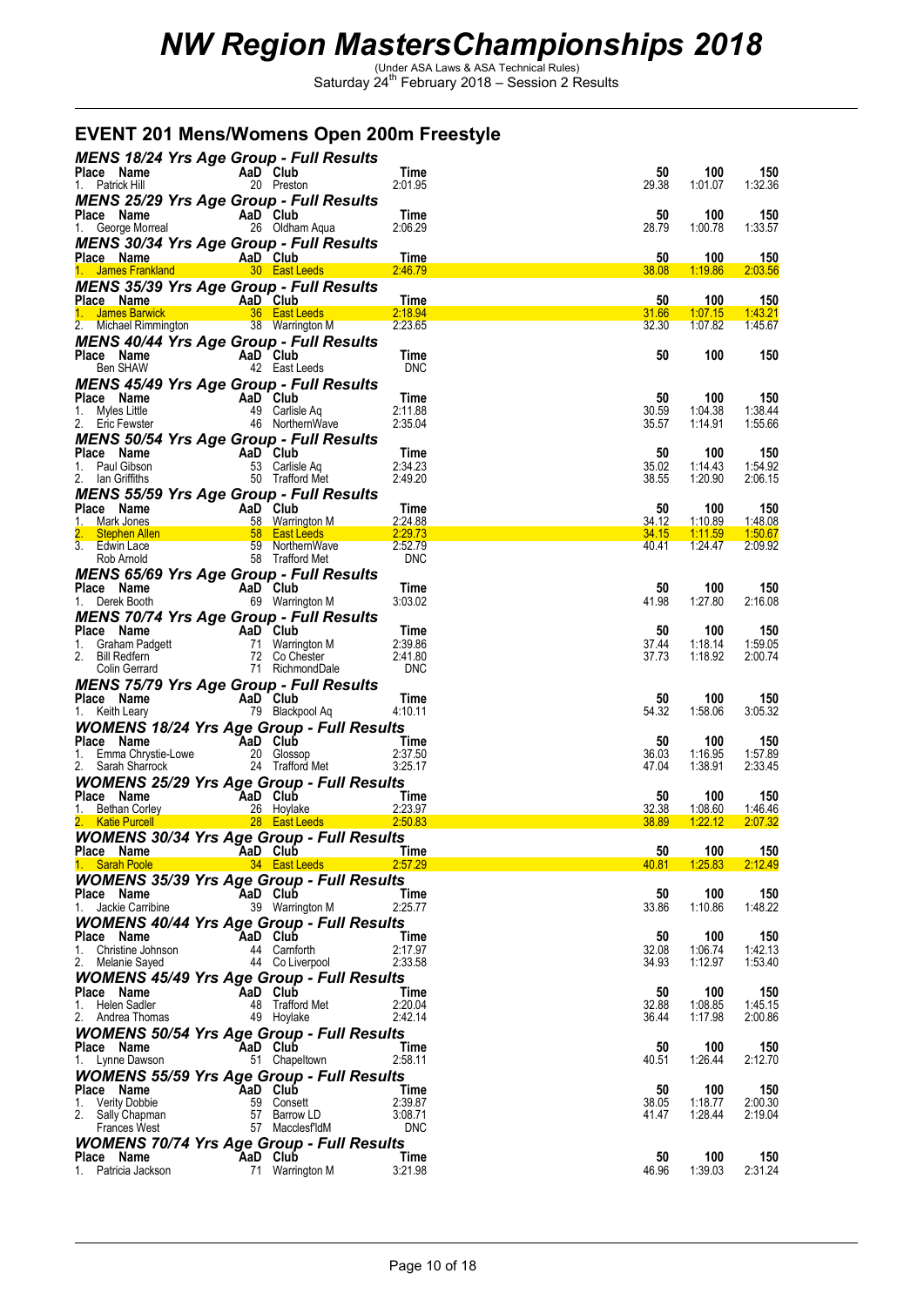# NW Region MastersChampionships 2018

(Under ASA Laws & ASA Technical Rules)
Saturday 24th February 2018 – Session 2 Results

## EVENT 201 Mens/Womens Open 200m Freestyle

### MENS 18/24 Yrs Age Group - Full Results

| Place | Name | AaD | Club | Time | 50 | 100 | 150 |
|---|---|---|---|---|---|---|---|
| 1. | Patrick Hill | 20 | Preston | 2:01.95 | 29.38 | 1:01.07 | 1:32.36 |

### MENS 25/29 Yrs Age Group - Full Results

| Place | Name | AaD | Club | Time | 50 | 100 | 150 |
|---|---|---|---|---|---|---|---|
| 1. | George Morreal | 26 | Oldham Aqua | 2:06.29 | 28.79 | 1:00.78 | 1:33.57 |

### MENS 30/34 Yrs Age Group - Full Results

| Place | Name | AaD | Club | Time | 50 | 100 | 150 |
|---|---|---|---|---|---|---|---|
| 1. | James Frankland | 30 | East Leeds | 2:46.79 | 38.08 | 1:19.86 | 2:03.56 |

### MENS 35/39 Yrs Age Group - Full Results

| Place | Name | AaD | Club | Time | 50 | 100 | 150 |
|---|---|---|---|---|---|---|---|
| 1. | James Barwick | 36 | East Leeds | 2:18.94 | 31.66 | 1:07.15 | 1:43.21 |
| 2. | Michael Rimmington | 38 | Warrington M | 2:23.65 | 32.30 | 1:07.82 | 1:45.67 |

### MENS 40/44 Yrs Age Group - Full Results

| Place | Name | AaD | Club | Time | 50 | 100 | 150 |
|---|---|---|---|---|---|---|---|
| | Ben SHAW | 42 | East Leeds | DNC | | | |

### MENS 45/49 Yrs Age Group - Full Results

| Place | Name | AaD | Club | Time | 50 | 100 | 150 |
|---|---|---|---|---|---|---|---|
| 1. | Myles Little | 49 | Carlisle Aq | 2:11.88 | 30.59 | 1:04.38 | 1:38.44 |
| 2. | Eric Fewster | 46 | NorthernWave | 2:35.04 | 35.57 | 1:14.91 | 1:55.66 |

### MENS 50/54 Yrs Age Group - Full Results

| Place | Name | AaD | Club | Time | 50 | 100 | 150 |
|---|---|---|---|---|---|---|---|
| 1. | Paul Gibson | 53 | Carlisle Aq | 2:34.23 | 35.02 | 1:14.43 | 1:54.92 |
| 2. | Ian Griffiths | 50 | Trafford Met | 2:49.20 | 38.55 | 1:20.90 | 2:06.15 |

### MENS 55/59 Yrs Age Group - Full Results

| Place | Name | AaD | Club | Time | 50 | 100 | 150 |
|---|---|---|---|---|---|---|---|
| 1. | Mark Jones | 58 | Warrington M | 2:24.88 | 34.12 | 1:10.89 | 1:48.08 |
| 2. | Stephen Allen | 58 | East Leeds | 2:29.73 | 34.15 | 1:11.59 | 1:50.67 |
| 3. | Edwin Lace | 59 | NorthernWave | 2:52.79 | 40.41 | 1:24.47 | 2:09.92 |
| | Rob Arnold | 58 | Trafford Met | DNC | | | |

### MENS 65/69 Yrs Age Group - Full Results

| Place | Name | AaD | Club | Time | 50 | 100 | 150 |
|---|---|---|---|---|---|---|---|
| 1. | Derek Booth | 69 | Warrington M | 3:03.02 | 41.98 | 1:27.80 | 2:16.08 |

### MENS 70/74 Yrs Age Group - Full Results

| Place | Name | AaD | Club | Time | 50 | 100 | 150 |
|---|---|---|---|---|---|---|---|
| 1. | Graham Padgett | 71 | Warrington M | 2:39.86 | 37.44 | 1:18.14 | 1:59.05 |
| 2. | Bill Redfern | 72 | Co Chester | 2:41.80 | 37.73 | 1:18.92 | 2:00.74 |
| | Colin Gerrard | 71 | RichmondDale | DNC | | | |

### MENS 75/79 Yrs Age Group - Full Results

| Place | Name | AaD | Club | Time | 50 | 100 | 150 |
|---|---|---|---|---|---|---|---|
| 1. | Keith Leary | 79 | Blackpool Aq | 4:10.11 | 54.32 | 1:58.06 | 3:05.32 |

### WOMENS 18/24 Yrs Age Group - Full Results

| Place | Name | AaD | Club | Time | 50 | 100 | 150 |
|---|---|---|---|---|---|---|---|
| 1. | Emma Chrystie-Lowe | 20 | Glossop | 2:37.50 | 36.03 | 1:16.95 | 1:57.89 |
| 2. | Sarah Sharrock | 24 | Trafford Met | 3:25.17 | 47.04 | 1:38.91 | 2:33.45 |

### WOMENS 25/29 Yrs Age Group - Full Results

| Place | Name | AaD | Club | Time | 50 | 100 | 150 |
|---|---|---|---|---|---|---|---|
| 1. | Bethan Corley | 26 | Hoylake | 2:23.97 | 32.38 | 1:08.60 | 1:46.46 |
| 2. | Katie Purcell | 28 | East Leeds | 2:50.83 | 38.89 | 1:22.12 | 2:07.32 |

### WOMENS 30/34 Yrs Age Group - Full Results

| Place | Name | AaD | Club | Time | 50 | 100 | 150 |
|---|---|---|---|---|---|---|---|
| 1. | Sarah Poole | 34 | East Leeds | 2:57.29 | 40.81 | 1:25.83 | 2:12.49 |

### WOMENS 35/39 Yrs Age Group - Full Results

| Place | Name | AaD | Club | Time | 50 | 100 | 150 |
|---|---|---|---|---|---|---|---|
| 1. | Jackie Carribine | 39 | Warrington M | 2:25.77 | 33.86 | 1:10.86 | 1:48.22 |

### WOMENS 40/44 Yrs Age Group - Full Results

| Place | Name | AaD | Club | Time | 50 | 100 | 150 |
|---|---|---|---|---|---|---|---|
| 1. | Christine Johnson | 44 | Carnforth | 2:17.97 | 32.08 | 1:06.74 | 1:42.13 |
| 2. | Melanie Sayed | 44 | Co Liverpool | 2:33.58 | 34.93 | 1:12.97 | 1:53.40 |

### WOMENS 45/49 Yrs Age Group - Full Results

| Place | Name | AaD | Club | Time | 50 | 100 | 150 |
|---|---|---|---|---|---|---|---|
| 1. | Helen Sadler | 48 | Trafford Met | 2:20.04 | 32.88 | 1:08.85 | 1:45.15 |
| 2. | Andrea Thomas | 49 | Hoylake | 2:42.14 | 36.44 | 1:17.98 | 2:00.86 |

### WOMENS 50/54 Yrs Age Group - Full Results

| Place | Name | AaD | Club | Time | 50 | 100 | 150 |
|---|---|---|---|---|---|---|---|
| 1. | Lynne Dawson | 51 | Chapeltown | 2:58.11 | 40.51 | 1:26.44 | 2:12.70 |

### WOMENS 55/59 Yrs Age Group - Full Results

| Place | Name | AaD | Club | Time | 50 | 100 | 150 |
|---|---|---|---|---|---|---|---|
| 1. | Verity Dobbie | 59 | Consett | 2:39.87 | 38.05 | 1:18.77 | 2:00.30 |
| 2. | Sally Chapman | 57 | Barrow LD | 3:08.71 | 41.47 | 1:28.44 | 2:19.04 |
| | Frances West | 57 | Macclesf'ldM | DNC | | | |

### WOMENS 70/74 Yrs Age Group - Full Results

| Place | Name | AaD | Club | Time | 50 | 100 | 150 |
|---|---|---|---|---|---|---|---|
| 1. | Patricia Jackson | 71 | Warrington M | 3:21.98 | 46.96 | 1:39.03 | 2:31.24 |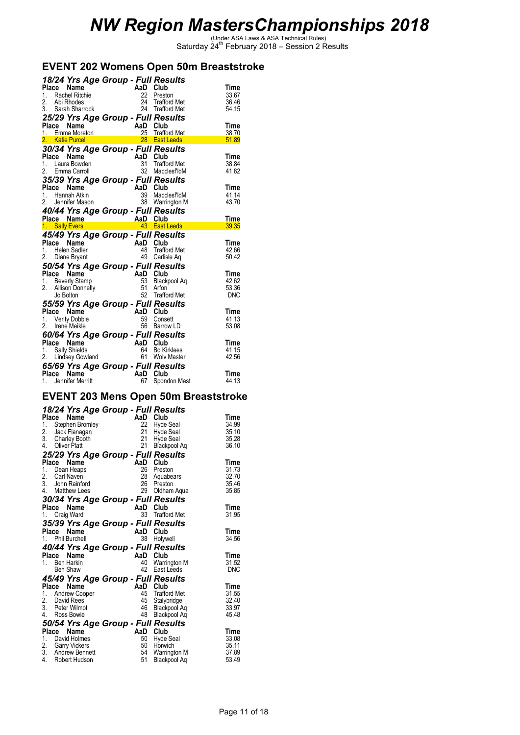# NW Region MastersChampionships 2018

(Under ASA Laws & ASA Technical Rules)
Saturday 24th February 2018 – Session 2 Results

## EVENT 202 Womens Open 50m Breaststroke

### 18/24 Yrs Age Group - Full Results

| Place | Name | AaD | Club | Time |
|---|---|---|---|---|
| 1. | Rachel Ritchie | 22 | Preston | 33.67 |
| 2. | Abi Rhodes | 24 | Trafford Met | 36.46 |
| 3. | Sarah Sharrock | 24 | Trafford Met | 54.15 |

### 25/29 Yrs Age Group - Full Results

| Place | Name | AaD | Club | Time |
|---|---|---|---|---|
| 1. | Emma Moreton | 25 | Trafford Met | 38.70 |
| 2. | Katie Purcell | 28 | East Leeds | 51.89 |

### 30/34 Yrs Age Group - Full Results

| Place | Name | AaD | Club | Time |
|---|---|---|---|---|
| 1. | Laura Bowden | 31 | Trafford Met | 38.84 |
| 2. | Emma Carroll | 32 | Macclesf'ldM | 41.82 |

### 35/39 Yrs Age Group - Full Results

| Place | Name | AaD | Club | Time |
|---|---|---|---|---|
| 1. | Hannah Atkin | 39 | Macclesf'ldM | 41.14 |
| 2. | Jennifer Mason | 38 | Warrington M | 43.70 |

### 40/44 Yrs Age Group - Full Results

| Place | Name | AaD | Club | Time |
|---|---|---|---|---|
| 1. | Sally Evers | 43 | East Leeds | 39.35 |

### 45/49 Yrs Age Group - Full Results

| Place | Name | AaD | Club | Time |
|---|---|---|---|---|
| 1. | Helen Sadler | 48 | Trafford Met | 42.66 |
| 2. | Diane Bryant | 49 | Carlisle Aq | 50.42 |

### 50/54 Yrs Age Group - Full Results

| Place | Name | AaD | Club | Time |
|---|---|---|---|---|
| 1. | Beverly Stamp | 53 | Blackpool Aq | 42.62 |
| 2. | Allison Donnelly | 51 | Arfon | 53.36 |
| | Jo Bolton | 52 | Trafford Met | DNC |

### 55/59 Yrs Age Group - Full Results

| Place | Name | AaD | Club | Time |
|---|---|---|---|---|
| 1. | Verity Dobbie | 59 | Consett | 41.13 |
| 2. | Irene Meikle | 56 | Barrow LD | 53.08 |

### 60/64 Yrs Age Group - Full Results

| Place | Name | AaD | Club | Time |
|---|---|---|---|---|
| 1. | Sally Shields | 64 | Bo Kirklees | 41.15 |
| 2. | Lindsey Gowland | 61 | Wolv Master | 42.56 |

### 65/69 Yrs Age Group - Full Results

| Place | Name | AaD | Club | Time |
|---|---|---|---|---|
| 1. | Jennifer Merritt | 67 | Spondon Mast | 44.13 |

## EVENT 203 Mens Open 50m Breaststroke

### 18/24 Yrs Age Group - Full Results

| Place | Name | AaD | Club | Time |
|---|---|---|---|---|
| 1. | Stephen Bromley | 22 | Hyde Seal | 34.99 |
| 2. | Jack Flanagan | 21 | Hyde Seal | 35.10 |
| 3. | Charley Booth | 21 | Hyde Seal | 35.28 |
| 4. | Oliver Platt | 21 | Blackpool Aq | 36.10 |

### 25/29 Yrs Age Group - Full Results

| Place | Name | AaD | Club | Time |
|---|---|---|---|---|
| 1. | Dean Heaps | 26 | Preston | 31.73 |
| 2. | Carl Naven | 28 | Aquabears | 32.70 |
| 3. | John Rainford | 26 | Preston | 35.46 |
| 4. | Matthew Lees | 29 | Oldham Aqua | 35.85 |

### 30/34 Yrs Age Group - Full Results

| Place | Name | AaD | Club | Time |
|---|---|---|---|---|
| 1. | Craig Ward | 33 | Trafford Met | 31.95 |

### 35/39 Yrs Age Group - Full Results

| Place | Name | AaD | Club | Time |
|---|---|---|---|---|
| 1. | Phil Burchell | 38 | Holywell | 34.56 |

### 40/44 Yrs Age Group - Full Results

| Place | Name | AaD | Club | Time |
|---|---|---|---|---|
| 1. | Ben Harkin | 40 | Warrington M | 31.52 |
| | Ben Shaw | 42 | East Leeds | DNC |

### 45/49 Yrs Age Group - Full Results

| Place | Name | AaD | Club | Time |
|---|---|---|---|---|
| 1. | Andrew Cooper | 45 | Trafford Met | 31.55 |
| 2. | David Rees | 45 | Stalybridge | 32.40 |
| 3. | Peter Wilmot | 46 | Blackpool Aq | 33.97 |
| 4. | Ross Bowie | 48 | Blackpool Aq | 45.48 |

### 50/54 Yrs Age Group - Full Results

| Place | Name | AaD | Club | Time |
|---|---|---|---|---|
| 1. | David Holmes | 50 | Hyde Seal | 33.08 |
| 2. | Garry Vickers | 50 | Horwich | 35.11 |
| 3. | Andrew Bennett | 54 | Warrington M | 37.89 |
| 4. | Robert Hudson | 51 | Blackpool Aq | 53.49 |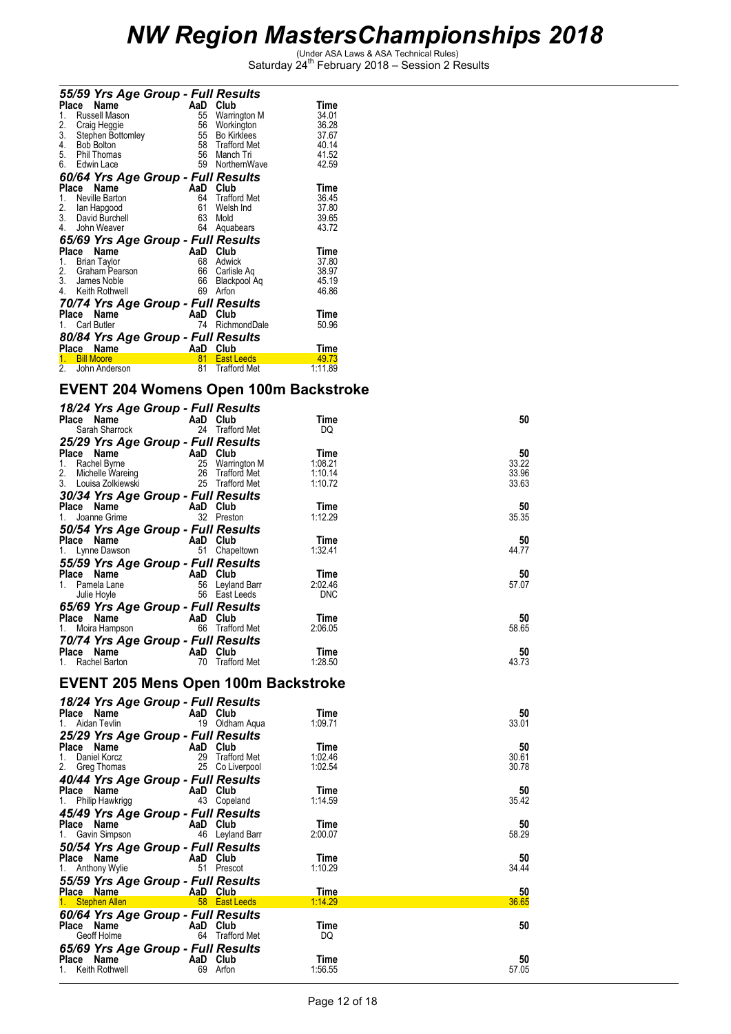# NW Region MastersChampionships 2018

(Under ASA Laws & ASA Technical Rules)
Saturday 24th February 2018 – Session 2 Results

### 55/59 Yrs Age Group - Full Results

| Place | Name | AaD | Club | Time |
|---|---|---|---|---|
| 1. | Russell Mason | 55 | Warrington M | 34.01 |
| 2. | Craig Heggie | 56 | Workington | 36.28 |
| 3. | Stephen Bottomley | 55 | Bo Kirklees | 37.67 |
| 4. | Bob Bolton | 58 | Trafford Met | 40.14 |
| 5. | Phil Thomas | 56 | Manch Tri | 41.52 |
| 6. | Edwin Lace | 59 | NorthernWave | 42.59 |

### 60/64 Yrs Age Group - Full Results

| Place | Name | AaD | Club | Time |
|---|---|---|---|---|
| 1. | Neville Barton | 64 | Trafford Met | 36.45 |
| 2. | Ian Hapgood | 61 | Welsh Ind | 37.80 |
| 3. | David Burchell | 63 | Mold | 39.65 |
| 4. | John Weaver | 64 | Aquabears | 43.72 |

### 65/69 Yrs Age Group - Full Results

| Place | Name | AaD | Club | Time |
|---|---|---|---|---|
| 1. | Brian Taylor | 68 | Adwick | 37.80 |
| 2. | Graham Pearson | 66 | Carlisle Aq | 38.97 |
| 3. | James Noble | 66 | Blackpool Aq | 45.19 |
| 4. | Keith Rothwell | 69 | Arfon | 46.86 |

### 70/74 Yrs Age Group - Full Results

| Place | Name | AaD | Club | Time |
|---|---|---|---|---|
| 1. | Carl Butler | 74 | RichmondDale | 50.96 |

### 80/84 Yrs Age Group - Full Results

| Place | Name | AaD | Club | Time |
|---|---|---|---|---|
| 1. | Bill Moore | 81 | East Leeds | 49.73 |
| 2. | John Anderson | 81 | Trafford Met | 1:11.89 |

## EVENT 204 Womens Open 100m Backstroke

### 18/24 Yrs Age Group - Full Results

| Place | Name | AaD | Club | Time | 50 |
|---|---|---|---|---|---|
| | Sarah Sharrock | 24 | Trafford Met | DQ | |

### 25/29 Yrs Age Group - Full Results

| Place | Name | AaD | Club | Time | 50 |
|---|---|---|---|---|---|
| 1. | Rachel Byrne | 25 | Warrington M | 1:08.21 | 33.22 |
| 2. | Michelle Wareing | 26 | Trafford Met | 1:10.14 | 33.96 |
| 3. | Louisa Zolkiewski | 25 | Trafford Met | 1:10.72 | 33.63 |

### 30/34 Yrs Age Group - Full Results

| Place | Name | AaD | Club | Time | 50 |
|---|---|---|---|---|---|
| 1. | Joanne Grime | 32 | Preston | 1:12.29 | 35.35 |

### 50/54 Yrs Age Group - Full Results

| Place | Name | AaD | Club | Time | 50 |
|---|---|---|---|---|---|
| 1. | Lynne Dawson | 51 | Chapeltown | 1:32.41 | 44.77 |

### 55/59 Yrs Age Group - Full Results

| Place | Name | AaD | Club | Time | 50 |
|---|---|---|---|---|---|
| 1. | Pamela Lane | 56 | Leyland Barr | 2:02.46 | 57.07 |
| | Julie Hoyle | 56 | East Leeds | DNC | |

### 65/69 Yrs Age Group - Full Results

| Place | Name | AaD | Club | Time | 50 |
|---|---|---|---|---|---|
| 1. | Moira Hampson | 66 | Trafford Met | 2:06.05 | 58.65 |

### 70/74 Yrs Age Group - Full Results

| Place | Name | AaD | Club | Time | 50 |
|---|---|---|---|---|---|
| 1. | Rachel Barton | 70 | Trafford Met | 1:28.50 | 43.73 |

## EVENT 205 Mens Open 100m Backstroke

### 18/24 Yrs Age Group - Full Results

| Place | Name | AaD | Club | Time | 50 |
|---|---|---|---|---|---|
| 1. | Aidan Tevlin | 19 | Oldham Aqua | 1:09.71 | 33.01 |

### 25/29 Yrs Age Group - Full Results

| Place | Name | AaD | Club | Time | 50 |
|---|---|---|---|---|---|
| 1. | Daniel Korcz | 29 | Trafford Met | 1:02.46 | 30.61 |
| 2. | Greg Thomas | 25 | Co Liverpool | 1:02.54 | 30.78 |

### 40/44 Yrs Age Group - Full Results

| Place | Name | AaD | Club | Time | 50 |
|---|---|---|---|---|---|
| 1. | Philip Hawkrigg | 43 | Copeland | 1:14.59 | 35.42 |

### 45/49 Yrs Age Group - Full Results

| Place | Name | AaD | Club | Time | 50 |
|---|---|---|---|---|---|
| 1. | Gavin Simpson | 46 | Leyland Barr | 2:00.07 | 58.29 |

### 50/54 Yrs Age Group - Full Results

| Place | Name | AaD | Club | Time | 50 |
|---|---|---|---|---|---|
| 1. | Anthony Wylie | 51 | Prescot | 1:10.29 | 34.44 |

### 55/59 Yrs Age Group - Full Results

| Place | Name | AaD | Club | Time | 50 |
|---|---|---|---|---|---|
| 1. | Stephen Allen | 58 | East Leeds | 1:14.29 | 36.65 |

### 60/64 Yrs Age Group - Full Results

| Place | Name | AaD | Club | Time | 50 |
|---|---|---|---|---|---|
| | Geoff Holme | 64 | Trafford Met | DQ | |

### 65/69 Yrs Age Group - Full Results

| Place | Name | AaD | Club | Time | 50 |
|---|---|---|---|---|---|
| 1. | Keith Rothwell | 69 | Arfon | 1:56.55 | 57.05 |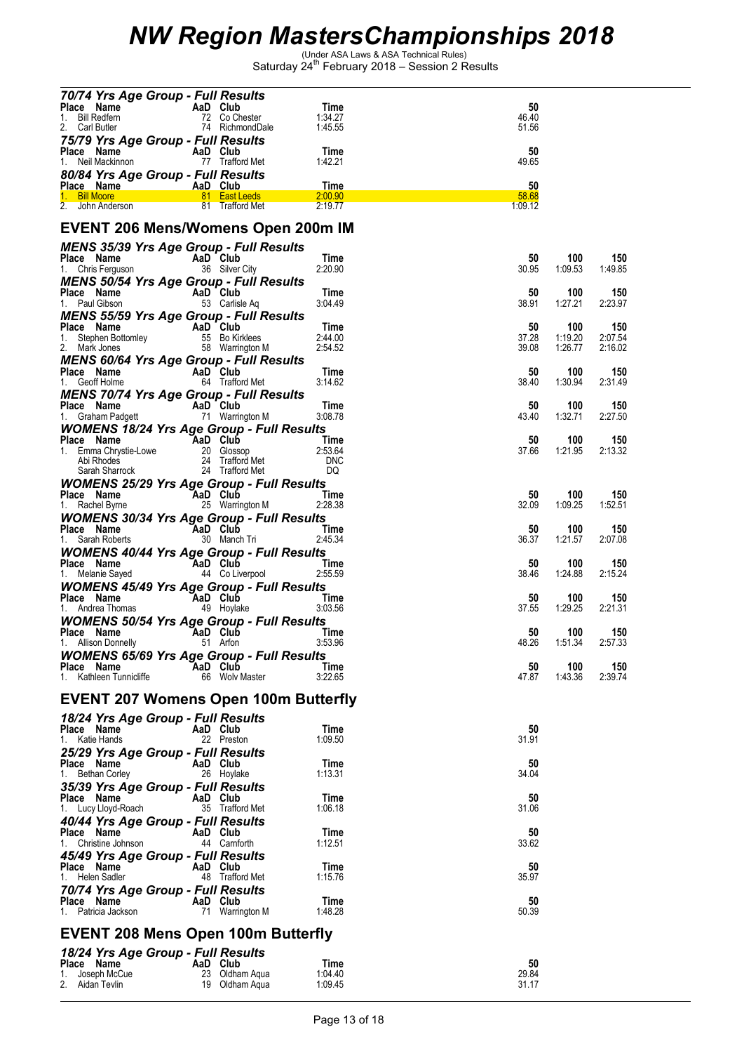# NW Region MastersChampionships 2018

(Under ASA Laws & ASA Technical Rules)
Saturday 24th February 2018 – Session 2 Results

### 70/74 Yrs Age Group - Full Results

| Place | Name | AaD | Club | Time | 50 |
|---|---|---|---|---|---|
| 1. | Bill Redfern | 72 | Co Chester | 1:34.27 | 46.40 |
| 2. | Carl Butler | 74 | RichmondDale | 1:45.55 | 51.56 |

### 75/79 Yrs Age Group - Full Results

| Place | Name | AaD | Club | Time | 50 |
|---|---|---|---|---|---|
| 1. | Neil Mackinnon | 77 | Trafford Met | 1:42.21 | 49.65 |

### 80/84 Yrs Age Group - Full Results

| Place | Name | AaD | Club | Time | 50 |
|---|---|---|---|---|---|
| 1. | Bill Moore | 81 | East Leeds | 2:00.90 | 58.68 |
| 2. | John Anderson | 81 | Trafford Met | 2:19.77 | 1:09.12 |

## EVENT 206 Mens/Womens Open 200m IM

### MENS 35/39 Yrs Age Group - Full Results

| Place | Name | AaD | Club | Time | 50 | 100 | 150 |
|---|---|---|---|---|---|---|---|
| 1. | Chris Ferguson | 36 | Silver City | 2:20.90 | 30.95 | 1:09.53 | 1:49.85 |

### MENS 50/54 Yrs Age Group - Full Results

| Place | Name | AaD | Club | Time | 50 | 100 | 150 |
|---|---|---|---|---|---|---|---|
| 1. | Paul Gibson | 53 | Carlisle Aq | 3:04.49 | 38.91 | 1:27.21 | 2:23.97 |

### MENS 55/59 Yrs Age Group - Full Results

| Place | Name | AaD | Club | Time | 50 | 100 | 150 |
|---|---|---|---|---|---|---|---|
| 1. | Stephen Bottomley | 55 | Bo Kirklees | 2:44.00 | 37.28 | 1:19.20 | 2:07.54 |
| 2. | Mark Jones | 58 | Warrington M | 2:54.52 | 39.08 | 1:26.77 | 2:16.02 |

### MENS 60/64 Yrs Age Group - Full Results

| Place | Name | AaD | Club | Time | 50 | 100 | 150 |
|---|---|---|---|---|---|---|---|
| 1. | Geoff Holme | 64 | Trafford Met | 3:14.62 | 38.40 | 1:30.94 | 2:31.49 |

### MENS 70/74 Yrs Age Group - Full Results

| Place | Name | AaD | Club | Time | 50 | 100 | 150 |
|---|---|---|---|---|---|---|---|
| 1. | Graham Padgett | 71 | Warrington M | 3:08.78 | 43.40 | 1:32.71 | 2:27.50 |

### WOMENS 18/24 Yrs Age Group - Full Results

| Place | Name | AaD | Club | Time | 50 | 100 | 150 |
|---|---|---|---|---|---|---|---|
| 1. | Emma Chrystie-Lowe | 20 | Glossop | 2:53.64 | 37.66 | 1:21.95 | 2:13.32 |
| | Abi Rhodes | 24 | Trafford Met | DNC | | | |
| | Sarah Sharrock | 24 | Trafford Met | DQ | | | |

### WOMENS 25/29 Yrs Age Group - Full Results

| Place | Name | AaD | Club | Time | 50 | 100 | 150 |
|---|---|---|---|---|---|---|---|
| 1. | Rachel Byrne | 25 | Warrington M | 2:28.38 | 32.09 | 1:09.25 | 1:52.51 |

### WOMENS 30/34 Yrs Age Group - Full Results

| Place | Name | AaD | Club | Time | 50 | 100 | 150 |
|---|---|---|---|---|---|---|---|
| 1. | Sarah Roberts | 30 | Manch Tri | 2:45.34 | 36.37 | 1:21.57 | 2:07.08 |

### WOMENS 40/44 Yrs Age Group - Full Results

| Place | Name | AaD | Club | Time | 50 | 100 | 150 |
|---|---|---|---|---|---|---|---|
| 1. | Melanie Sayed | 44 | Co Liverpool | 2:55.59 | 38.46 | 1:24.88 | 2:15.24 |

### WOMENS 45/49 Yrs Age Group - Full Results

| Place | Name | AaD | Club | Time | 50 | 100 | 150 |
|---|---|---|---|---|---|---|---|
| 1. | Andrea Thomas | 49 | Hoylake | 3:03.56 | 37.55 | 1:29.25 | 2:21.31 |

### WOMENS 50/54 Yrs Age Group - Full Results

| Place | Name | AaD | Club | Time | 50 | 100 | 150 |
|---|---|---|---|---|---|---|---|
| 1. | Allison Donnelly | 51 | Arfon | 3:53.96 | 48.26 | 1:51.34 | 2:57.33 |

### WOMENS 65/69 Yrs Age Group - Full Results

| Place | Name | AaD | Club | Time | 50 | 100 | 150 |
|---|---|---|---|---|---|---|---|
| 1. | Kathleen Tunnicliffe | 66 | Wolv Master | 3:22.65 | 47.87 | 1:43.36 | 2:39.74 |

## EVENT 207 Womens Open 100m Butterfly

### 18/24 Yrs Age Group - Full Results

| Place | Name | AaD | Club | Time | 50 |
|---|---|---|---|---|---|
| 1. | Katie Hands | 22 | Preston | 1:09.50 | 31.91 |

### 25/29 Yrs Age Group - Full Results

| Place | Name | AaD | Club | Time | 50 |
|---|---|---|---|---|---|
| 1. | Bethan Corley | 26 | Hoylake | 1:13.31 | 34.04 |

### 35/39 Yrs Age Group - Full Results

| Place | Name | AaD | Club | Time | 50 |
|---|---|---|---|---|---|
| 1. | Lucy Lloyd-Roach | 35 | Trafford Met | 1:06.18 | 31.06 |

### 40/44 Yrs Age Group - Full Results

| Place | Name | AaD | Club | Time | 50 |
|---|---|---|---|---|---|
| 1. | Christine Johnson | 44 | Carnforth | 1:12.51 | 33.62 |

### 45/49 Yrs Age Group - Full Results

| Place | Name | AaD | Club | Time | 50 |
|---|---|---|---|---|---|
| 1. | Helen Sadler | 48 | Trafford Met | 1:15.76 | 35.97 |

### 70/74 Yrs Age Group - Full Results

| Place | Name | AaD | Club | Time | 50 |
|---|---|---|---|---|---|
| 1. | Patricia Jackson | 71 | Warrington M | 1:48.28 | 50.39 |

## EVENT 208 Mens Open 100m Butterfly

### 18/24 Yrs Age Group - Full Results

| Place | Name | AaD | Club | Time | 50 |
|---|---|---|---|---|---|
| 1. | Joseph McCue | 23 | Oldham Aqua | 1:04.40 | 29.84 |
| 2. | Aidan Tevlin | 19 | Oldham Aqua | 1:09.45 | 31.17 |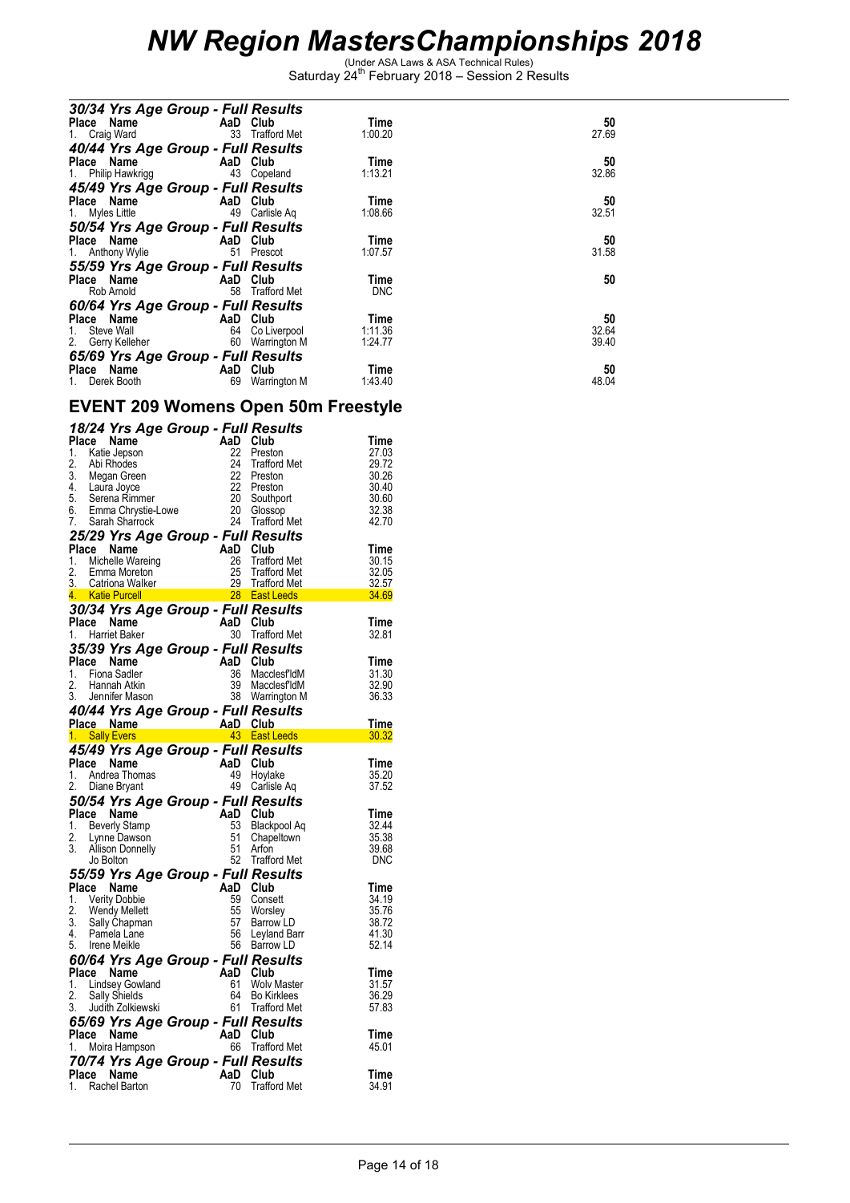# NW Region MastersChampionships 2018

(Under ASA Laws & ASA Technical Rules)
Saturday 24th February 2018 – Session 2 Results

### 30/34 Yrs Age Group - Full Results

| Place | Name | AaD | Club | Time | 50 |
|---|---|---|---|---|---|
| 1. | Craig Ward | 33 | Trafford Met | 1:00.20 | 27.69 |

### 40/44 Yrs Age Group - Full Results

| Place | Name | AaD | Club | Time | 50 |
|---|---|---|---|---|---|
| 1. | Philip Hawkrigg | 43 | Copeland | 1:13.21 | 32.86 |

### 45/49 Yrs Age Group - Full Results

| Place | Name | AaD | Club | Time | 50 |
|---|---|---|---|---|---|
| 1. | Myles Little | 49 | Carlisle Aq | 1:08.66 | 32.51 |

### 50/54 Yrs Age Group - Full Results

| Place | Name | AaD | Club | Time | 50 |
|---|---|---|---|---|---|
| 1. | Anthony Wylie | 51 | Prescot | 1:07.57 | 31.58 |

### 55/59 Yrs Age Group - Full Results

| Place | Name | AaD | Club | Time | 50 |
|---|---|---|---|---|---|
| | Rob Arnold | 58 | Trafford Met | DNC | |

### 60/64 Yrs Age Group - Full Results

| Place | Name | AaD | Club | Time | 50 |
|---|---|---|---|---|---|
| 1. | Steve Wall | 64 | Co Liverpool | 1:11.36 | 32.64 |
| 2. | Gerry Kelleher | 60 | Warrington M | 1:24.77 | 39.40 |

### 65/69 Yrs Age Group - Full Results

| Place | Name | AaD | Club | Time | 50 |
|---|---|---|---|---|---|
| 1. | Derek Booth | 69 | Warrington M | 1:43.40 | 48.04 |

## EVENT 209 Womens Open 50m Freestyle

### 18/24 Yrs Age Group - Full Results

| Place | Name | AaD | Club | Time |
|---|---|---|---|---|
| 1. | Katie Jepson | 22 | Preston | 27.03 |
| 2. | Abi Rhodes | 24 | Trafford Met | 29.72 |
| 3. | Megan Green | 22 | Preston | 30.26 |
| 4. | Laura Joyce | 22 | Preston | 30.40 |
| 5. | Serena Rimmer | 20 | Southport | 30.60 |
| 6. | Emma Chrystie-Lowe | 20 | Glossop | 32.38 |
| 7. | Sarah Sharrock | 24 | Trafford Met | 42.70 |

### 25/29 Yrs Age Group - Full Results

| Place | Name | AaD | Club | Time |
|---|---|---|---|---|
| 1. | Michelle Wareing | 26 | Trafford Met | 30.15 |
| 2. | Emma Moreton | 25 | Trafford Met | 32.05 |
| 3. | Catriona Walker | 29 | Trafford Met | 32.57 |
| 4. | Katie Purcell | 28 | East Leeds | 34.69 |

### 30/34 Yrs Age Group - Full Results

| Place | Name | AaD | Club | Time |
|---|---|---|---|---|
| 1. | Harriet Baker | 30 | Trafford Met | 32.81 |

### 35/39 Yrs Age Group - Full Results

| Place | Name | AaD | Club | Time |
|---|---|---|---|---|
| 1. | Fiona Sadler | 36 | Macclesf'ldM | 31.30 |
| 2. | Hannah Atkin | 39 | Macclesf'ldM | 32.90 |
| 3. | Jennifer Mason | 38 | Warrington M | 36.33 |

### 40/44 Yrs Age Group - Full Results

| Place | Name | AaD | Club | Time |
|---|---|---|---|---|
| 1. | Sally Evers | 43 | East Leeds | 30.32 |

### 45/49 Yrs Age Group - Full Results

| Place | Name | AaD | Club | Time |
|---|---|---|---|---|
| 1. | Andrea Thomas | 49 | Hoylake | 35.20 |
| 2. | Diane Bryant | 49 | Carlisle Aq | 37.52 |

### 50/54 Yrs Age Group - Full Results

| Place | Name | AaD | Club | Time |
|---|---|---|---|---|
| 1. | Beverly Stamp | 53 | Blackpool Aq | 32.44 |
| 2. | Lynne Dawson | 51 | Chapeltown | 35.38 |
| 3. | Allison Donnelly | 51 | Arfon | 39.68 |
| | Jo Bolton | 52 | Trafford Met | DNC |

### 55/59 Yrs Age Group - Full Results

| Place | Name | AaD | Club | Time |
|---|---|---|---|---|
| 1. | Verity Dobbie | 59 | Consett | 34.19 |
| 2. | Wendy Mellett | 55 | Worsley | 35.76 |
| 3. | Sally Chapman | 57 | Barrow LD | 38.72 |
| 4. | Pamela Lane | 56 | Leyland Barr | 41.30 |
| 5. | Irene Meikle | 56 | Barrow LD | 52.14 |

### 60/64 Yrs Age Group - Full Results

| Place | Name | AaD | Club | Time |
|---|---|---|---|---|
| 1. | Lindsey Gowland | 61 | Wolv Master | 31.57 |
| 2. | Sally Shields | 64 | Bo Kirklees | 36.29 |
| 3. | Judith Zolkiewski | 61 | Trafford Met | 57.83 |

### 65/69 Yrs Age Group - Full Results

| Place | Name | AaD | Club | Time |
|---|---|---|---|---|
| 1. | Moira Hampson | 66 | Trafford Met | 45.01 |

### 70/74 Yrs Age Group - Full Results

| Place | Name | AaD | Club | Time |
|---|---|---|---|---|
| 1. | Rachel Barton | 70 | Trafford Met | 34.91 |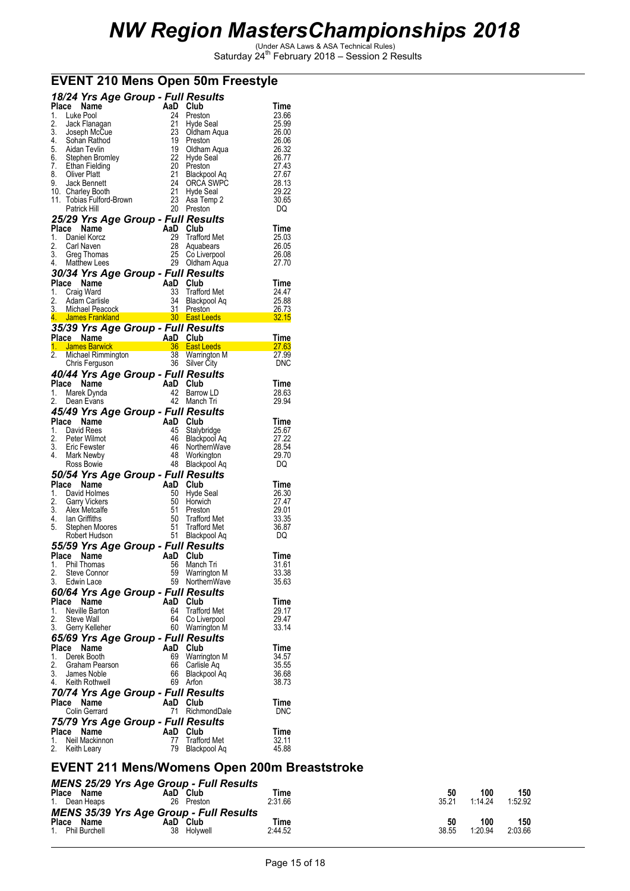# NW Region MastersChampionships 2018

(Under ASA Laws & ASA Technical Rules)
Saturday 24th February 2018 – Session 2 Results

## EVENT 210 Mens Open 50m Freestyle

### 18/24 Yrs Age Group - Full Results

| Place | Name | AaD | Club | Time |
|---|---|---|---|---|
| 1. | Luke Pool | 24 | Preston | 23.66 |
| 2. | Jack Flanagan | 21 | Hyde Seal | 25.99 |
| 3. | Joseph McCue | 23 | Oldham Aqua | 26.00 |
| 4. | Sohan Rathod | 19 | Preston | 26.06 |
| 5. | Aidan Tevlin | 19 | Oldham Aqua | 26.32 |
| 6. | Stephen Bromley | 22 | Hyde Seal | 26.77 |
| 7. | Ethan Fielding | 20 | Preston | 27.43 |
| 8. | Oliver Platt | 21 | Blackpool Aq | 27.67 |
| 9. | Jack Bennett | 24 | ORCA SWPC | 28.13 |
| 10. | Charley Booth | 21 | Hyde Seal | 29.22 |
| 11. | Tobias Fulford-Brown | 23 | Asa Temp 2 | 30.65 |
| | Patrick Hill | 20 | Preston | DQ |

### 25/29 Yrs Age Group - Full Results

| Place | Name | AaD | Club | Time |
|---|---|---|---|---|
| 1. | Daniel Korcz | 29 | Trafford Met | 25.03 |
| 2. | Carl Naven | 28 | Aquabears | 26.05 |
| 3. | Greg Thomas | 25 | Co Liverpool | 26.08 |
| 4. | Matthew Lees | 29 | Oldham Aqua | 27.70 |

### 30/34 Yrs Age Group - Full Results

| Place | Name | AaD | Club | Time |
|---|---|---|---|---|
| 1. | Craig Ward | 33 | Trafford Met | 24.47 |
| 2. | Adam Carlisle | 34 | Blackpool Aq | 25.88 |
| 3. | Michael Peacock | 31 | Preston | 26.73 |
| 4. | James Frankland | 30 | East Leeds | 32.15 |

### 35/39 Yrs Age Group - Full Results

| Place | Name | AaD | Club | Time |
|---|---|---|---|---|
| 1. | James Barwick | 36 | East Leeds | 27.63 |
| 2. | Michael Rimmington | 38 | Warrington M | 27.99 |
| | Chris Ferguson | 36 | Silver City | DNC |

### 40/44 Yrs Age Group - Full Results

| Place | Name | AaD | Club | Time |
|---|---|---|---|---|
| 1. | Marek Dynda | 42 | Barrow LD | 28.63 |
| 2. | Dean Evans | 42 | Manch Tri | 29.94 |

### 45/49 Yrs Age Group - Full Results

| Place | Name | AaD | Club | Time |
|---|---|---|---|---|
| 1. | David Rees | 45 | Stalybridge | 25.67 |
| 2. | Peter Wilmot | 46 | Blackpool Aq | 27.22 |
| 3. | Eric Fewster | 46 | NorthernWave | 28.54 |
| 4. | Mark Newby | 48 | Workington | 29.70 |
| | Ross Bowie | 48 | Blackpool Aq | DQ |

### 50/54 Yrs Age Group - Full Results

| Place | Name | AaD | Club | Time |
|---|---|---|---|---|
| 1. | David Holmes | 50 | Hyde Seal | 26.30 |
| 2. | Garry Vickers | 50 | Horwich | 27.47 |
| 3. | Alex Metcalfe | 51 | Preston | 29.01 |
| 4. | Ian Griffiths | 50 | Trafford Met | 33.35 |
| 5. | Stephen Moores | 51 | Trafford Met | 36.87 |
| | Robert Hudson | 51 | Blackpool Aq | DQ |

### 55/59 Yrs Age Group - Full Results

| Place | Name | AaD | Club | Time |
|---|---|---|---|---|
| 1. | Phil Thomas | 56 | Manch Tri | 31.61 |
| 2. | Steve Connor | 59 | Warrington M | 33.38 |
| 3. | Edwin Lace | 59 | NorthernWave | 35.63 |

### 60/64 Yrs Age Group - Full Results

| Place | Name | AaD | Club | Time |
|---|---|---|---|---|
| 1. | Neville Barton | 64 | Trafford Met | 29.17 |
| 2. | Steve Wall | 64 | Co Liverpool | 29.47 |
| 3. | Gerry Kelleher | 60 | Warrington M | 33.14 |

### 65/69 Yrs Age Group - Full Results

| Place | Name | AaD | Club | Time |
|---|---|---|---|---|
| 1. | Derek Booth | 69 | Warrington M | 34.57 |
| 2. | Graham Pearson | 66 | Carlisle Aq | 35.55 |
| 3. | James Noble | 66 | Blackpool Aq | 36.68 |
| 4. | Keith Rothwell | 69 | Arfon | 38.73 |

### 70/74 Yrs Age Group - Full Results

| Place | Name | AaD | Club | Time |
|---|---|---|---|---|
| | Colin Gerrard | 71 | RichmondDale | DNC |

### 75/79 Yrs Age Group - Full Results

| Place | Name | AaD | Club | Time |
|---|---|---|---|---|
| 1. | Neil Mackinnon | 77 | Trafford Met | 32.11 |
| 2. | Keith Leary | 79 | Blackpool Aq | 45.88 |

## EVENT 211 Mens/Womens Open 200m Breaststroke

### MENS 25/29 Yrs Age Group - Full Results

| Place | Name | AaD | Club | Time | 50 | 100 | 150 |
|---|---|---|---|---|---|---|---|
| 1. | Dean Heaps | 26 | Preston | 2:31.66 | 35.21 | 1:14.24 | 1:52.92 |

### MENS 35/39 Yrs Age Group - Full Results

| Place | Name | AaD | Club | Time | 50 | 100 | 150 |
|---|---|---|---|---|---|---|---|
| 1. | Phil Burchell | 38 | Holywell | 2:44.52 | 38.55 | 1:20.94 | 2:03.66 |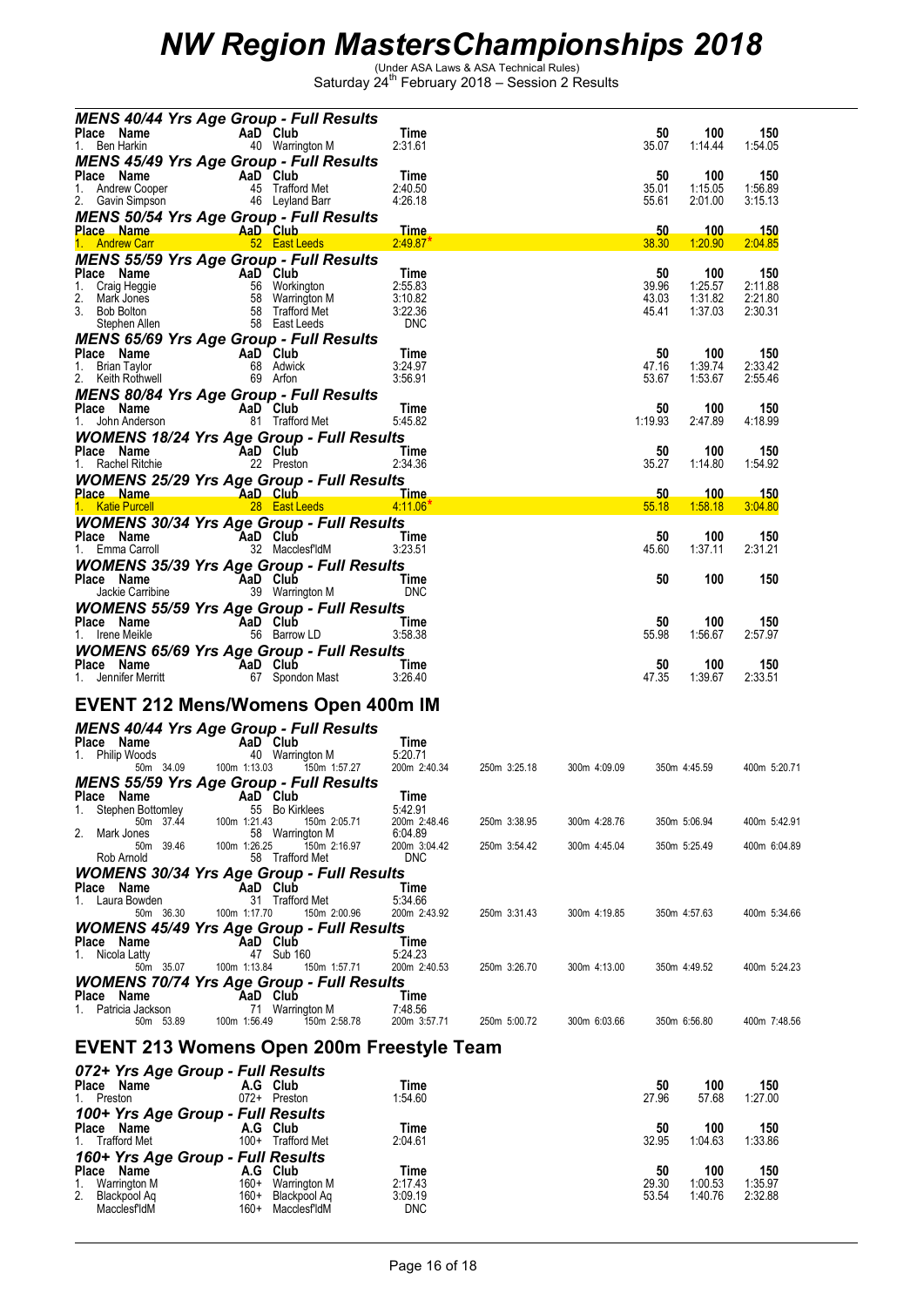# NW Region MastersChampionships 2018

(Under ASA Laws & ASA Technical Rules)
Saturday 24th February 2018 – Session 2 Results

### MENS 40/44 Yrs Age Group - Full Results

| Place | Name | AaD | Club | Time | 50 | 100 | 150 |
|---|---|---|---|---|---|---|---|
| 1. | Ben Harkin | 40 | Warrington M | 2:31.61 | 35.07 | 1:14.44 | 1:54.05 |

### MENS 45/49 Yrs Age Group - Full Results

| Place | Name | AaD | Club | Time | 50 | 100 | 150 |
|---|---|---|---|---|---|---|---|
| 1. | Andrew Cooper | 45 | Trafford Met | 2:40.50 | 35.01 | 1:15.05 | 1:56.89 |
| 2. | Gavin Simpson | 46 | Leyland Barr | 4:26.18 | 55.61 | 2:01.00 | 3:15.13 |

### MENS 50/54 Yrs Age Group - Full Results

| Place | Name | AaD | Club | Time | 50 | 100 | 150 |
|---|---|---|---|---|---|---|---|
| 1. | Andrew Carr | 52 | East Leeds | 2:49.87* | 38.30 | 1:20.90 | 2:04.85 |

### MENS 55/59 Yrs Age Group - Full Results

| Place | Name | AaD | Club | Time | 50 | 100 | 150 |
|---|---|---|---|---|---|---|---|
| 1. | Craig Heggie | 56 | Workington | 2:55.83 | 39.96 | 1:25.57 | 2:11.88 |
| 2. | Mark Jones | 58 | Warrington M | 3:10.82 | 43.03 | 1:31.82 | 2:21.80 |
| 3. | Bob Bolton | 58 | Trafford Met | 3:22.36 | 45.41 | 1:37.03 | 2:30.31 |
| | Stephen Allen | 58 | East Leeds | DNC | | | |

### MENS 65/69 Yrs Age Group - Full Results

| Place | Name | AaD | Club | Time | 50 | 100 | 150 |
|---|---|---|---|---|---|---|---|
| 1. | Brian Taylor | 68 | Adwick | 3:24.97 | 47.16 | 1:39.74 | 2:33.42 |
| 2. | Keith Rothwell | 69 | Arfon | 3:56.91 | 53.67 | 1:53.67 | 2:55.46 |

### MENS 80/84 Yrs Age Group - Full Results

| Place | Name | AaD | Club | Time | 50 | 100 | 150 |
|---|---|---|---|---|---|---|---|
| 1. | John Anderson | 81 | Trafford Met | 5:45.82 | 1:19.93 | 2:47.89 | 4:18.99 |

### WOMENS 18/24 Yrs Age Group - Full Results

| Place | Name | AaD | Club | Time | 50 | 100 | 150 |
|---|---|---|---|---|---|---|---|
| 1. | Rachel Ritchie | 22 | Preston | 2:34.36 | 35.27 | 1:14.80 | 1:54.92 |

### WOMENS 25/29 Yrs Age Group - Full Results

| Place | Name | AaD | Club | Time | 50 | 100 | 150 |
|---|---|---|---|---|---|---|---|
| 1. | Katie Purcell | 28 | East Leeds | 4:11.06* | 55.18 | 1:58.18 | 3:04.80 |

### WOMENS 30/34 Yrs Age Group - Full Results

| Place | Name | AaD | Club | Time | 50 | 100 | 150 |
|---|---|---|---|---|---|---|---|
| 1. | Emma Carroll | 32 | Macclesf'ldM | 3:23.51 | 45.60 | 1:37.11 | 2:31.21 |

### WOMENS 35/39 Yrs Age Group - Full Results

| Place | Name | AaD | Club | Time | 50 | 100 | 150 |
|---|---|---|---|---|---|---|---|
| | Jackie Carribine | 39 | Warrington M | DNC | | | |

### WOMENS 55/59 Yrs Age Group - Full Results

| Place | Name | AaD | Club | Time | 50 | 100 | 150 |
|---|---|---|---|---|---|---|---|
| 1. | Irene Meikle | 56 | Barrow LD | 3:58.38 | 55.98 | 1:56.67 | 2:57.97 |

### WOMENS 65/69 Yrs Age Group - Full Results

| Place | Name | AaD | Club | Time | 50 | 100 | 150 |
|---|---|---|---|---|---|---|---|
| 1. | Jennifer Merritt | 67 | Spondon Mast | 3:26.40 | 47.35 | 1:39.67 | 2:33.51 |

## EVENT 212 Mens/Womens Open 400m IM

### MENS 40/44 Yrs Age Group - Full Results

| Place | Name | AaD | Club | Time |
|---|---|---|---|---|
| 1. | Philip Woods | 40 | Warrington M | 5:20.71 |

50m 34.09 | 100m 1:13.03 | 150m 1:57.27 | 200m 2:40.34 | 250m 3:25.18 | 300m 4:09.09 | 350m 4:45.59 | 400m 5:20.71

### MENS 55/59 Yrs Age Group - Full Results

| Place | Name | AaD | Club | Time |
|---|---|---|---|---|
| 1. | Stephen Bottomley | 55 | Bo Kirklees | 5:42.91 |
| 2. | Mark Jones | 58 | Warrington M | 6:04.89 |
| | Rob Arnold | 58 | Trafford Met | DNC |

Stephen Bottomley: 50m 37.44 | 100m 1:21.43 | 150m 2:05.71 | 200m 2:48.46 | 250m 3:38.95 | 300m 4:28.76 | 350m 5:06.94 | 400m 5:42.91

Mark Jones: 50m 39.46 | 100m 1:26.25 | 150m 2:16.97 | 200m 3:04.42 | 250m 3:54.42 | 300m 4:45.04 | 350m 5:25.49 | 400m 6:04.89

### WOMENS 30/34 Yrs Age Group - Full Results

| Place | Name | AaD | Club | Time |
|---|---|---|---|---|
| 1. | Laura Bowden | 31 | Trafford Met | 5:34.66 |

50m 36.30 | 100m 1:17.70 | 150m 2:00.96 | 200m 2:43.92 | 250m 3:31.43 | 300m 4:19.85 | 350m 4:57.63 | 400m 5:34.66

### WOMENS 45/49 Yrs Age Group - Full Results

| Place | Name | AaD | Club | Time |
|---|---|---|---|---|
| 1. | Nicola Latty | 47 | Sub 160 | 5:24.23 |

50m 35.07 | 100m 1:13.84 | 150m 1:57.71 | 200m 2:40.53 | 250m 3:26.70 | 300m 4:13.00 | 350m 4:49.52 | 400m 5:24.23

### WOMENS 70/74 Yrs Age Group - Full Results

| Place | Name | AaD | Club | Time |
|---|---|---|---|---|
| 1. | Patricia Jackson | 71 | Warrington M | 7:48.56 |

50m 53.89 | 100m 1:56.49 | 150m 2:58.78 | 200m 3:57.71 | 250m 5:00.72 | 300m 6:03.66 | 350m 6:56.80 | 400m 7:48.56

## EVENT 213 Womens Open 200m Freestyle Team

### 072+ Yrs Age Group - Full Results

| Place | Name | A.G | Club | Time | 50 | 100 | 150 |
|---|---|---|---|---|---|---|---|
| 1. | Preston | 072+ | Preston | 1:54.60 | 27.96 | 57.68 | 1:27.00 |

### 100+ Yrs Age Group - Full Results

| Place | Name | A.G | Club | Time | 50 | 100 | 150 |
|---|---|---|---|---|---|---|---|
| 1. | Trafford Met | 100+ | Trafford Met | 2:04.61 | 32.95 | 1:04.63 | 1:33.86 |

### 160+ Yrs Age Group - Full Results

| Place | Name | A.G | Club | Time | 50 | 100 | 150 |
|---|---|---|---|---|---|---|---|
| 1. | Warrington M | 160+ | Warrington M | 2:17.43 | 29.30 | 1:00.53 | 1:35.97 |
| 2. | Blackpool Aq | 160+ | Blackpool Aq | 3:09.19 | 53.54 | 1:40.76 | 2:32.88 |
| | Macclesf'ldM | 160+ | Macclesf'ldM | DNC | | | |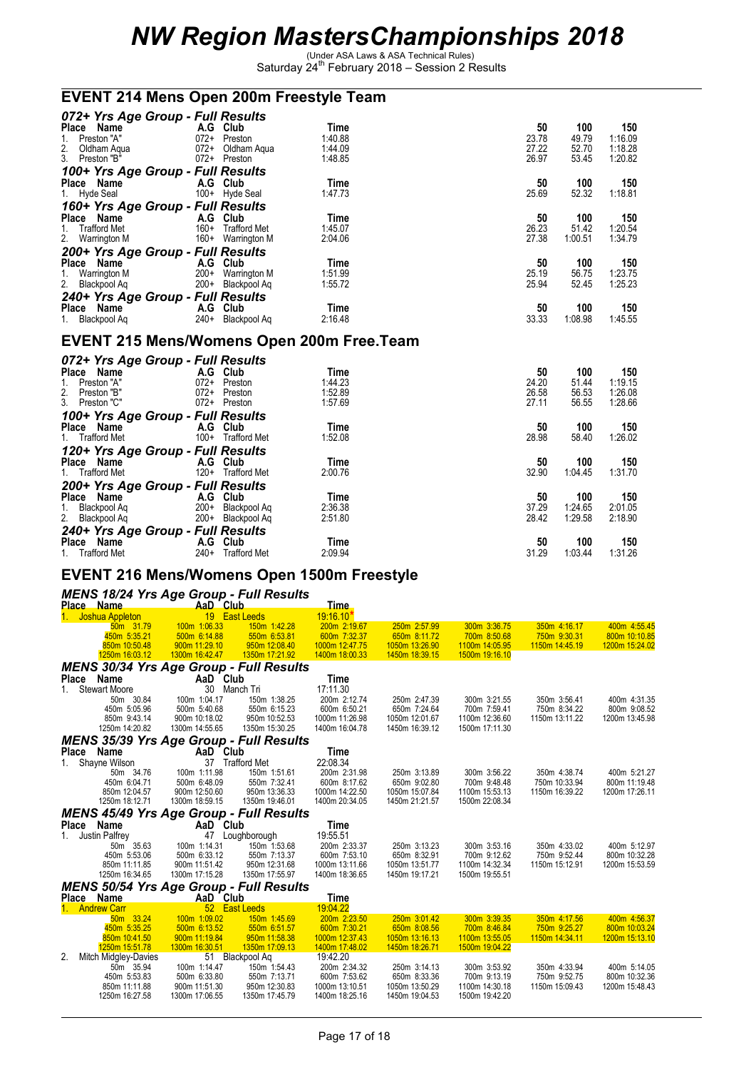# NW Region MastersChampionships 2018

(Under ASA Laws & ASA Technical Rules)
Saturday 24th February 2018 – Session 2 Results

## EVENT 214 Mens Open 200m Freestyle Team

### 072+ Yrs Age Group - Full Results

| Place | Name | A.G | Club | Time | 50 | 100 | 150 |
|---|---|---|---|---|---|---|---|
| 1. | Preston "A" | 072+ | Preston | 1:40.88 | 23.78 | 49.79 | 1:16.09 |
| 2. | Oldham Aqua | 072+ | Oldham Aqua | 1:44.09 | 27.22 | 52.70 | 1:18.28 |
| 3. | Preston "B" | 072+ | Preston | 1:48.85 | 26.97 | 53.45 | 1:20.82 |

### 100+ Yrs Age Group - Full Results

| Place | Name | A.G | Club | Time | 50 | 100 | 150 |
|---|---|---|---|---|---|---|---|
| 1. | Hyde Seal | 100+ | Hyde Seal | 1:47.73 | 25.69 | 52.32 | 1:18.81 |

### 160+ Yrs Age Group - Full Results

| Place | Name | A.G | Club | Time | 50 | 100 | 150 |
|---|---|---|---|---|---|---|---|
| 1. | Trafford Met | 160+ | Trafford Met | 1:45.07 | 26.23 | 51.42 | 1:20.54 |
| 2. | Warrington M | 160+ | Warrington M | 2:04.06 | 27.38 | 1:00.51 | 1:34.79 |

### 200+ Yrs Age Group - Full Results

| Place | Name | A.G | Club | Time | 50 | 100 | 150 |
|---|---|---|---|---|---|---|---|
| 1. | Warrington M | 200+ | Warrington M | 1:51.99 | 25.19 | 56.75 | 1:23.75 |
| 2. | Blackpool Aq | 200+ | Blackpool Aq | 1:55.72 | 25.94 | 52.45 | 1:25.23 |

### 240+ Yrs Age Group - Full Results

| Place | Name | A.G | Club | Time | 50 | 100 | 150 |
|---|---|---|---|---|---|---|---|
| 1. | Blackpool Aq | 240+ | Blackpool Aq | 2:16.48 | 33.33 | 1:08.98 | 1:45.55 |

## EVENT 215 Mens/Womens Open 200m Free.Team

### 072+ Yrs Age Group - Full Results

| Place | Name | A.G | Club | Time | 50 | 100 | 150 |
|---|---|---|---|---|---|---|---|
| 1. | Preston "A" | 072+ | Preston | 1:44.23 | 24.20 | 51.44 | 1:19.15 |
| 2. | Preston "B" | 072+ | Preston | 1:52.89 | 26.58 | 56.53 | 1:26.08 |
| 3. | Preston "C" | 072+ | Preston | 1:57.69 | 27.11 | 56.55 | 1:28.66 |

### 100+ Yrs Age Group - Full Results

| Place | Name | A.G | Club | Time | 50 | 100 | 150 |
|---|---|---|---|---|---|---|---|
| 1. | Trafford Met | 100+ | Trafford Met | 1:52.08 | 28.98 | 58.40 | 1:26.02 |

### 120+ Yrs Age Group - Full Results

| Place | Name | A.G | Club | Time | 50 | 100 | 150 |
|---|---|---|---|---|---|---|---|
| 1. | Trafford Met | 120+ | Trafford Met | 2:00.76 | 32.90 | 1:04.45 | 1:31.70 |

### 200+ Yrs Age Group - Full Results

| Place | Name | A.G | Club | Time | 50 | 100 | 150 |
|---|---|---|---|---|---|---|---|
| 1. | Blackpool Aq | 200+ | Blackpool Aq | 2:36.38 | 37.29 | 1:24.65 | 2:01.05 |
| 2. | Blackpool Aq | 200+ | Blackpool Aq | 2:51.80 | 28.42 | 1:29.58 | 2:18.90 |

### 240+ Yrs Age Group - Full Results

| Place | Name | A.G | Club | Time | 50 | 100 | 150 |
|---|---|---|---|---|---|---|---|
| 1. | Trafford Met | 240+ | Trafford Met | 2:09.94 | 31.29 | 1:03.44 | 1:31.26 |

## EVENT 216 Mens/Womens Open 1500m Freestyle

### MENS 18/24 Yrs Age Group - Full Results

| Place | Name | AaD | Club | Time |
|---|---|---|---|---|
| 1. | Joshua Appleton | 19 | East Leeds | 19:16.10* |

| | | | | | | | |
|---|---|---|---|---|---|---|---|
| 50m 31.79 | 100m 1:06.33 | 150m 1:42.28 | 200m 2:19.67 | 250m 2:57.99 | 300m 3:36.75 | 350m 4:16.17 | 400m 4:55.45 |
| 450m 5:35.21 | 500m 6:14.88 | 550m 6:53.81 | 600m 7:32.37 | 650m 8:11.72 | 700m 8:50.68 | 750m 9:30.31 | 800m 10:10.85 |
| 850m 10:50.48 | 900m 11:29.10 | 950m 12:08.40 | 1000m 12:47.75 | 1050m 13:26.90 | 1100m 14:05.95 | 1150m 14:45.19 | 1200m 15:24.02 |
| 1250m 16:03.12 | 1300m 16:42.47 | 1350m 17:21.92 | 1400m 18:00.33 | 1450m 18:39.15 | 1500m 19:16.10 | | |

### MENS 30/34 Yrs Age Group - Full Results

| Place | Name | AaD | Club | Time |
|---|---|---|---|---|
| 1. | Stewart Moore | 30 | Manch Tri | 17:11.30 |

| | | | | | | | |
|---|---|---|---|---|---|---|---|
| 50m 30.84 | 100m 1:04.17 | 150m 1:38.25 | 200m 2:12.74 | 250m 2:47.39 | 300m 3:21.55 | 350m 3:56.41 | 400m 4:31.35 |
| 450m 5:05.96 | 500m 5:40.68 | 550m 6:15.23 | 600m 6:50.21 | 650m 7:24.64 | 700m 7:59.41 | 750m 8:34.22 | 800m 9:08.52 |
| 850m 9:43.14 | 900m 10:18.02 | 950m 10:52.53 | 1000m 11:26.98 | 1050m 12:01.67 | 1100m 12:36.60 | 1150m 13:11.22 | 1200m 13:45.98 |
| 1250m 14:20.82 | 1300m 14:55.65 | 1350m 15:30.25 | 1400m 16:04.78 | 1450m 16:39.12 | 1500m 17:11.30 | | |

### MENS 35/39 Yrs Age Group - Full Results

| Place | Name | AaD | Club | Time |
|---|---|---|---|---|
| 1. | Shayne Wilson | 37 | Trafford Met | 22:08.34 |

| | | | | | | | |
|---|---|---|---|---|---|---|---|
| 50m 34.76 | 100m 1:11.98 | 150m 1:51.61 | 200m 2:31.98 | 250m 3:13.89 | 300m 3:56.22 | 350m 4:38.74 | 400m 5:21.27 |
| 450m 6:04.71 | 500m 6:48.09 | 550m 7:32.41 | 600m 8:17.62 | 650m 9:02.80 | 700m 9:48.48 | 750m 10:33.94 | 800m 11:19.48 |
| 850m 12:04.57 | 900m 12:50.60 | 950m 13:36.33 | 1000m 14:22.50 | 1050m 15:07.84 | 1100m 15:53.13 | 1150m 16:39.22 | 1200m 17:26.11 |
| 1250m 18:12.71 | 1300m 18:59.15 | 1350m 19:46.01 | 1400m 20:34.05 | 1450m 21:21.57 | 1500m 22:08.34 | | |

### MENS 45/49 Yrs Age Group - Full Results

| Place | Name | AaD | Club | Time |
|---|---|---|---|---|
| 1. | Justin Palfrey | 47 | Loughborough | 19:55.51 |

| | | | | | | | |
|---|---|---|---|---|---|---|---|
| 50m 35.63 | 100m 1:14.31 | 150m 1:53.68 | 200m 2:33.37 | 250m 3:13.23 | 300m 3:53.16 | 350m 4:33.02 | 400m 5:12.97 |
| 450m 5:53.06 | 500m 6:33.12 | 550m 7:13.37 | 600m 7:53.10 | 650m 8:32.91 | 700m 9:12.62 | 750m 9:52.44 | 800m 10:32.28 |
| 850m 11:11.85 | 900m 11:51.42 | 950m 12:31.68 | 1000m 13:11.66 | 1050m 13:51.77 | 1100m 14:32.34 | 1150m 15:12.91 | 1200m 15:53.59 |
| 1250m 16:34.65 | 1300m 17:15.28 | 1350m 17:55.97 | 1400m 18:36.65 | 1450m 19:17.21 | 1500m 19:55.51 | | |

### MENS 50/54 Yrs Age Group - Full Results

| Place | Name | AaD | Club | Time |
|---|---|---|---|---|
| 1. | Andrew Carr | 52 | East Leeds | 19:04.22 |

| | | | | | | | |
|---|---|---|---|---|---|---|---|
| 50m 33.24 | 100m 1:09.02 | 150m 1:45.69 | 200m 2:23.50 | 250m 3:01.42 | 300m 3:39.35 | 350m 4:17.56 | 400m 4:56.37 |
| 450m 5:35.25 | 500m 6:13.52 | 550m 6:51.57 | 600m 7:30.21 | 650m 8:08.56 | 700m 8:46.84 | 750m 9:25.27 | 800m 10:03.24 |
| 850m 10:41.50 | 900m 11:19.84 | 950m 11:58.38 | 1000m 12:37.43 | 1050m 13:16.13 | 1100m 13:55.05 | 1150m 14:34.11 | 1200m 15:13.10 |
| 1250m 15:51.78 | 1300m 16:30.51 | 1350m 17:09.13 | 1400m 17:48.02 | 1450m 18:26.71 | 1500m 19:04.22 | | |

| Place | Name | AaD | Club | Time |
|---|---|---|---|---|
| 2. | Mitch Midgley-Davies | 51 | Blackpool Aq | 19:42.20 |

| | | | | | | | |
|---|---|---|---|---|---|---|---|
| 50m 35.94 | 100m 1:14.47 | 150m 1:54.43 | 200m 2:34.32 | 250m 3:14.13 | 300m 3:53.92 | 350m 4:33.94 | 400m 5:14.05 |
| 450m 5:53.83 | 500m 6:33.80 | 550m 7:13.71 | 600m 7:53.62 | 650m 8:33.36 | 700m 9:13.19 | 750m 9:52.75 | 800m 10:32.36 |
| 850m 11:11.88 | 900m 11:51.30 | 950m 12:30.83 | 1000m 13:10.51 | 1050m 13:50.29 | 1100m 14:30.18 | 1150m 15:09.43 | 1200m 15:48.43 |
| 1250m 16:27.58 | 1300m 17:06.55 | 1350m 17:45.79 | 1400m 18:25.16 | 1450m 19:04.53 | 1500m 19:42.20 | | |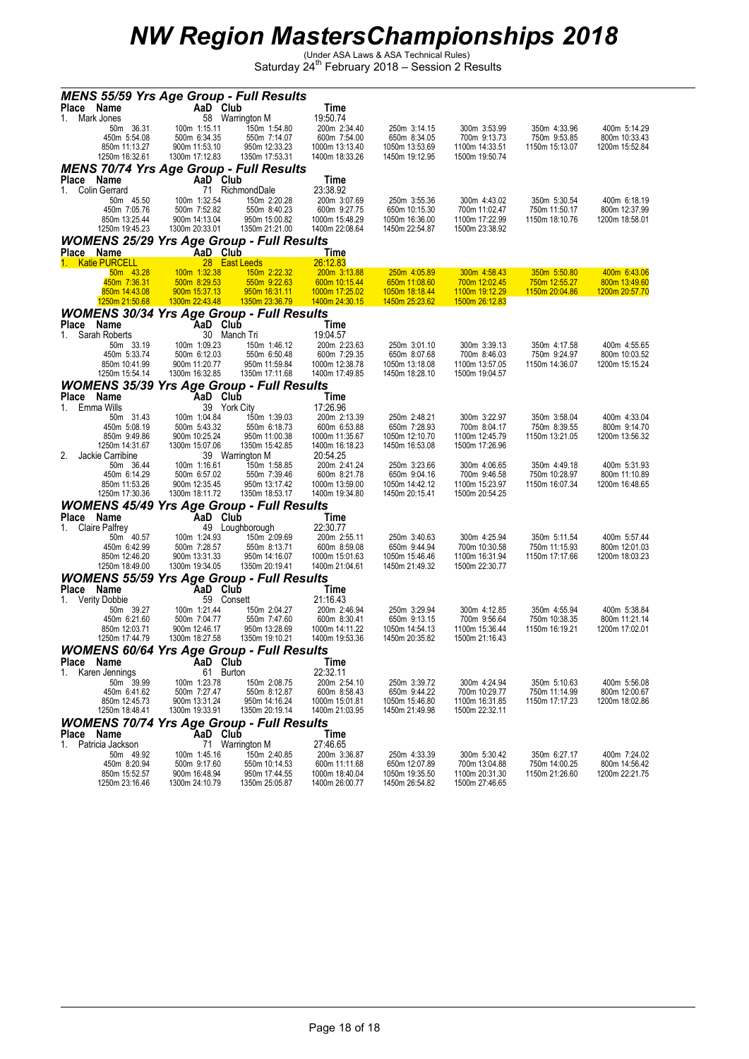# NW Region MastersChampionships 2018

(Under ASA Laws & ASA Technical Rules)
Saturday 24th February 2018 – Session 2 Results

## MENS 55/59 Yrs Age Group - Full Results

| Place | Name | AaD | Club | Time | | | | |
|---|---|---|---|---|---|---|---|---|
| 1. | Mark Jones | 58 | Warrington M | 19:50.74 | | | | |
| 50m 36.31 | 100m 1:15.11 | 150m 1:54.80 | 200m 2:34.40 | 250m 3:14.15 | 300m 3:53.99 | 350m 4:33.96 | 400m 5:14.29 | |
| 450m 5:54.08 | 500m 6:34.35 | 550m 7:14.07 | 600m 7:54.00 | 650m 8:34.05 | 700m 9:13.73 | 750m 9:53.85 | 800m 10:33.43 | |
| 850m 11:13.27 | 900m 11:53.10 | 950m 12:33.23 | 1000m 13:13.40 | 1050m 13:53.69 | 1100m 14:33.51 | 1150m 15:13.07 | 1200m 15:52.84 | |
| 1250m 16:32.61 | 1300m 17:12.83 | 1350m 17:53.31 | 1400m 18:33.26 | 1450m 19:12.95 | 1500m 19:50.74 | | | |

## MENS 70/74 Yrs Age Group - Full Results

| Place | Name | AaD | Club | Time | | | | |
|---|---|---|---|---|---|---|---|---|
| 1. | Colin Gerrard | 71 | RichmondDale | 23:38.92 | | | | |
| 50m 45.50 | 100m 1:32.54 | 150m 2:20.28 | 200m 3:07.69 | 250m 3:55.36 | 300m 4:43.02 | 350m 5:30.54 | 400m 6:18.19 | |
| 450m 7:05.76 | 500m 7:52.82 | 550m 8:40.23 | 600m 9:27.75 | 650m 10:15.30 | 700m 11:02.47 | 750m 11:50.17 | 800m 12:37.99 | |
| 850m 13:25.44 | 900m 14:13.04 | 950m 15:00.82 | 1000m 15:48.29 | 1050m 16:36.00 | 1100m 17:22.99 | 1150m 18:10.76 | 1200m 18:58.01 | |
| 1250m 19:45.23 | 1300m 20:33.01 | 1350m 21:21.00 | 1400m 22:08.64 | 1450m 22:54.87 | 1500m 23:38.92 | | | |

## WOMENS 25/29 Yrs Age Group - Full Results

| Place | Name | AaD | Club | Time | | | | |
|---|---|---|---|---|---|---|---|---|
| 1. | Katie PURCELL | 28 | East Leeds | 26:12.83 | | | | |
| 50m 43.28 | 100m 1:32.38 | 150m 2:22.32 | 200m 3:13.88 | 250m 4:05.89 | 300m 4:58.43 | 350m 5:50.80 | 400m 6:43.06 | |
| 450m 7:36.31 | 500m 8:29.53 | 550m 9:22.63 | 600m 10:15.44 | 650m 11:08.60 | 700m 12:02.45 | 750m 12:55.27 | 800m 13:49.60 | |
| 850m 14:43.08 | 900m 15:37.13 | 950m 16:31.11 | 1000m 17:25.02 | 1050m 18:18.44 | 1100m 19:12.29 | 1150m 20:04.86 | 1200m 20:57.70 | |
| 1250m 21:50.68 | 1300m 22:43.48 | 1350m 23:36.79 | 1400m 24:30.15 | 1450m 25:23.62 | 1500m 26:12.83 | | | |

## WOMENS 30/34 Yrs Age Group - Full Results

| Place | Name | AaD | Club | Time | | | | |
|---|---|---|---|---|---|---|---|---|
| 1. | Sarah Roberts | 30 | Manch Tri | 19:04.57 | | | | |
| 50m 33.19 | 100m 1:09.23 | 150m 1:46.12 | 200m 2:23.63 | 250m 3:01.10 | 300m 3:39.13 | 350m 4:17.58 | 400m 4:55.65 | |
| 450m 5:33.74 | 500m 6:12.03 | 550m 6:50.48 | 600m 7:29.35 | 650m 8:07.68 | 700m 8:46.03 | 750m 9:24.97 | 800m 10:03.52 | |
| 850m 10:41.99 | 900m 11:20.77 | 950m 11:59.84 | 1000m 12:38.78 | 1050m 13:18.08 | 1100m 13:57.05 | 1150m 14:36.07 | 1200m 15:15.24 | |
| 1250m 15:54.14 | 1300m 16:32.85 | 1350m 17:11.68 | 1400m 17:49.85 | 1450m 18:28.10 | 1500m 19:04.57 | | | |

## WOMENS 35/39 Yrs Age Group - Full Results

| Place | Name | AaD | Club | Time | | | | |
|---|---|---|---|---|---|---|---|---|
| 1. | Emma Wills | 39 | York City | 17:26.96 | | | | |
| 50m 31.43 | 100m 1:04.84 | 150m 1:39.03 | 200m 2:13.39 | 250m 2:48.21 | 300m 3:22.97 | 350m 3:58.04 | 400m 4:33.04 | |
| 450m 5:08.19 | 500m 5:43.32 | 550m 6:18.73 | 600m 6:53.88 | 650m 7:28.93 | 700m 8:04.17 | 750m 8:39.55 | 800m 9:14.70 | |
| 850m 9:49.86 | 900m 10:25.24 | 950m 11:00.38 | 1000m 11:35.67 | 1050m 12:10.70 | 1100m 12:45.79 | 1150m 13:21.05 | 1200m 13:56.32 | |
| 1250m 14:31.67 | 1300m 15:07.06 | 1350m 15:42.85 | 1400m 16:18.23 | 1450m 16:53.08 | 1500m 17:26.96 | | | |
| 2. | Jackie Carribine | 39 | Warrington M | 20:54.25 | | | | |
| 50m 36.44 | 100m 1:16.61 | 150m 1:58.85 | 200m 2:41.24 | 250m 3:23.66 | 300m 4:06.65 | 350m 4:49.18 | 400m 5:31.93 | |
| 450m 6:14.29 | 500m 6:57.02 | 550m 7:39.46 | 600m 8:21.78 | 650m 9:04.16 | 700m 9:46.58 | 750m 10:28.97 | 800m 11:10.89 | |
| 850m 11:53.26 | 900m 12:35.45 | 950m 13:17.42 | 1000m 13:59.00 | 1050m 14:42.12 | 1100m 15:23.97 | 1150m 16:07.34 | 1200m 16:48.65 | |
| 1250m 17:30.36 | 1300m 18:11.72 | 1350m 18:53.17 | 1400m 19:34.80 | 1450m 20:15.41 | 1500m 20:54.25 | | | |

## WOMENS 45/49 Yrs Age Group - Full Results

| Place | Name | AaD | Club | Time | | | | |
|---|---|---|---|---|---|---|---|---|
| 1. | Claire Palfrey | 49 | Loughborough | 22:30.77 | | | | |
| 50m 40.57 | 100m 1:24.93 | 150m 2:09.69 | 200m 2:55.11 | 250m 3:40.63 | 300m 4:25.94 | 350m 5:11.54 | 400m 5:57.44 | |
| 450m 6:42.99 | 500m 7:28.57 | 550m 8:13.71 | 600m 8:59.08 | 650m 9:44.94 | 700m 10:30.58 | 750m 11:15.93 | 800m 12:01.03 | |
| 850m 12:46.20 | 900m 13:31.33 | 950m 14:16.07 | 1000m 15:01.63 | 1050m 15:46.46 | 1100m 16:31.94 | 1150m 17:17.66 | 1200m 18:03.23 | |
| 1250m 18:49.00 | 1300m 19:34.05 | 1350m 20:19.41 | 1400m 21:04.61 | 1450m 21:49.32 | 1500m 22:30.77 | | | |

## WOMENS 55/59 Yrs Age Group - Full Results

| Place | Name | AaD | Club | Time | | | | |
|---|---|---|---|---|---|---|---|---|
| 1. | Verity Dobbie | 59 | Consett | 21:16.43 | | | | |
| 50m 39.27 | 100m 1:21.44 | 150m 2:04.27 | 200m 2:46.94 | 250m 3:29.94 | 300m 4:12.85 | 350m 4:55.94 | 400m 5:38.84 | |
| 450m 6:21.60 | 500m 7:04.77 | 550m 7:47.60 | 600m 8:30.41 | 650m 9:13.15 | 700m 9:56.64 | 750m 10:38.35 | 800m 11:21.14 | |
| 850m 12:03.71 | 900m 12:46.17 | 950m 13:28.69 | 1000m 14:11.22 | 1050m 14:54.13 | 1100m 15:36.44 | 1150m 16:19.21 | 1200m 17:02.01 | |
| 1250m 17:44.79 | 1300m 18:27.58 | 1350m 19:10.21 | 1400m 19:53.36 | 1450m 20:35.82 | 1500m 21:16.43 | | | |

## WOMENS 60/64 Yrs Age Group - Full Results

| Place | Name | AaD | Club | Time | | | | |
|---|---|---|---|---|---|---|---|---|
| 1. | Karen Jennings | 61 | Burton | 22:32.11 | | | | |
| 50m 39.99 | 100m 1:23.78 | 150m 2:08.75 | 200m 2:54.10 | 250m 3:39.72 | 300m 4:24.94 | 350m 5:10.63 | 400m 5:56.08 | |
| 450m 6:41.62 | 500m 7:27.47 | 550m 8:12.87 | 600m 8:58.43 | 650m 9:44.22 | 700m 10:29.77 | 750m 11:14.99 | 800m 12:00.67 | |
| 850m 12:45.73 | 900m 13:31.24 | 950m 14:16.24 | 1000m 15:01.81 | 1050m 15:46.80 | 1100m 16:31.85 | 1150m 17:17.23 | 1200m 18:02.86 | |
| 1250m 18:48.41 | 1300m 19:33.91 | 1350m 20:19.14 | 1400m 21:03.95 | 1450m 21:49.98 | 1500m 22:32.11 | | | |

## WOMENS 70/74 Yrs Age Group - Full Results

| Place | Name | AaD | Club | Time | | | | |
|---|---|---|---|---|---|---|---|---|
| 1. | Patricia Jackson | 71 | Warrington M | 27:46.65 | | | | |
| 50m 49.92 | 100m 1:45.16 | 150m 2:40.85 | 200m 3:36.87 | 250m 4:33.39 | 300m 5:30.42 | 350m 6:27.17 | 400m 7:24.02 | |
| 450m 8:20.94 | 500m 9:17.60 | 550m 10:14.53 | 600m 11:11.68 | 650m 12:07.89 | 700m 13:04.88 | 750m 14:00.25 | 800m 14:56.42 | |
| 850m 15:52.57 | 900m 16:48.94 | 950m 17:44.55 | 1000m 18:40.04 | 1050m 19:35.50 | 1100m 20:31.30 | 1150m 21:26.60 | 1200m 22:21.75 | |
| 1250m 23:16.46 | 1300m 24:10.79 | 1350m 25:05.87 | 1400m 26:00.77 | 1450m 26:54.82 | 1500m 27:46.65 | | | |